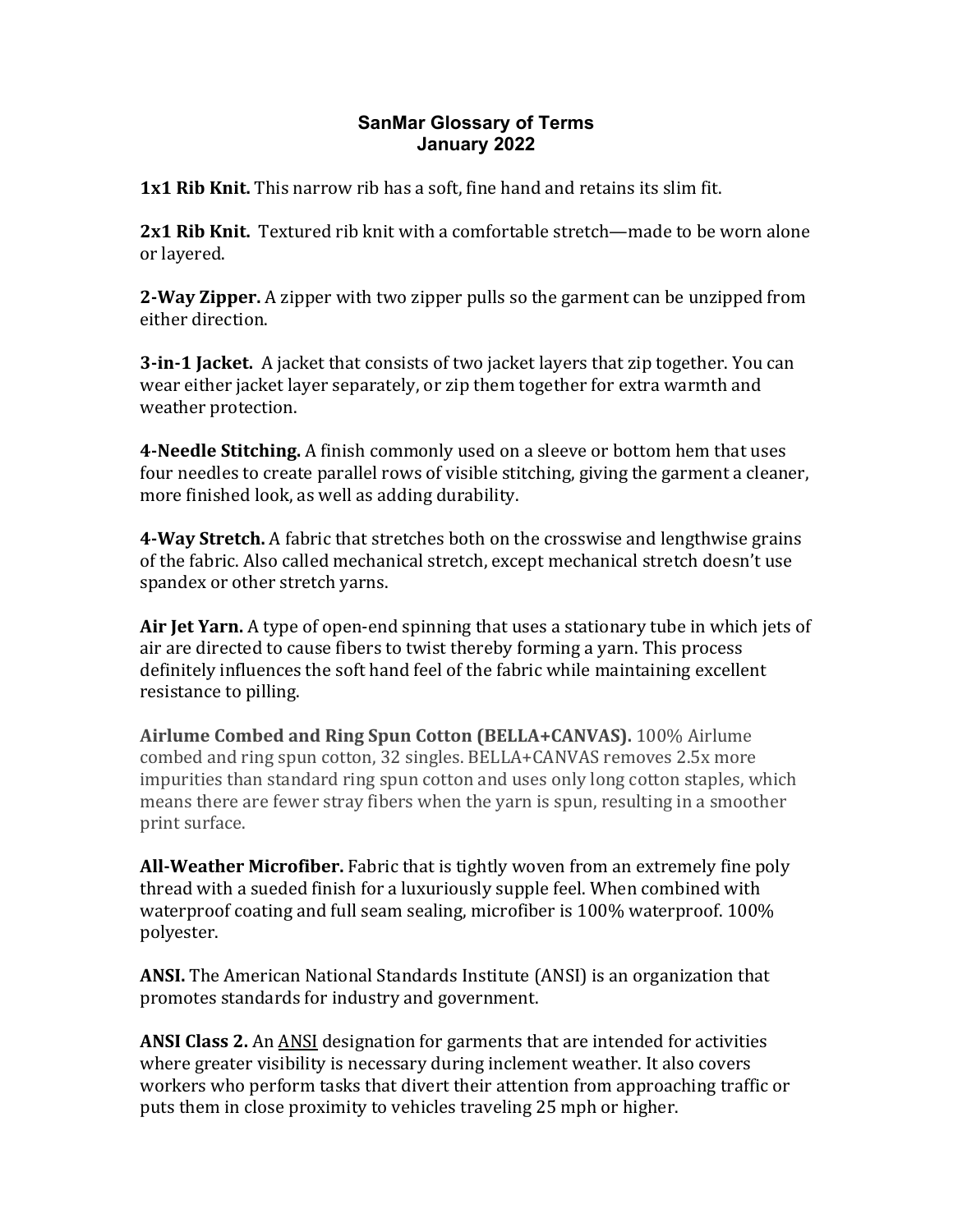# SanMar Glossary of Terms
## January 2022

**1x1 Rib Knit.** This narrow rib has a soft, fine hand and retains its slim fit.

**2x1 Rib Knit.** Textured rib knit with a comfortable stretch—made to be worn alone or layered.

**2-Way Zipper.** A zipper with two zipper pulls so the garment can be unzipped from either direction.

**3-in-1 Jacket.** A jacket that consists of two jacket layers that zip together. You can wear either jacket layer separately, or zip them together for extra warmth and weather protection.

**4-Needle Stitching.** A finish commonly used on a sleeve or bottom hem that uses four needles to create parallel rows of visible stitching, giving the garment a cleaner, more finished look, as well as adding durability.

**4-Way Stretch.** A fabric that stretches both on the crosswise and lengthwise grains of the fabric. Also called mechanical stretch, except mechanical stretch doesn't use spandex or other stretch yarns.

**Air Jet Yarn.** A type of open-end spinning that uses a stationary tube in which jets of air are directed to cause fibers to twist thereby forming a yarn. This process definitely influences the soft hand feel of the fabric while maintaining excellent resistance to pilling.

**Airlume Combed and Ring Spun Cotton (BELLA+CANVAS).** 100% Airlume combed and ring spun cotton, 32 singles. BELLA+CANVAS removes 2.5x more impurities than standard ring spun cotton and uses only long cotton staples, which means there are fewer stray fibers when the yarn is spun, resulting in a smoother print surface.

**All-Weather Microfiber.** Fabric that is tightly woven from an extremely fine poly thread with a sueded finish for a luxuriously supple feel. When combined with waterproof coating and full seam sealing, microfiber is 100% waterproof. 100% polyester.

**ANSI.** The American National Standards Institute (ANSI) is an organization that promotes standards for industry and government.

**ANSI Class 2.** An ANSI designation for garments that are intended for activities where greater visibility is necessary during inclement weather. It also covers workers who perform tasks that divert their attention from approaching traffic or puts them in close proximity to vehicles traveling 25 mph or higher.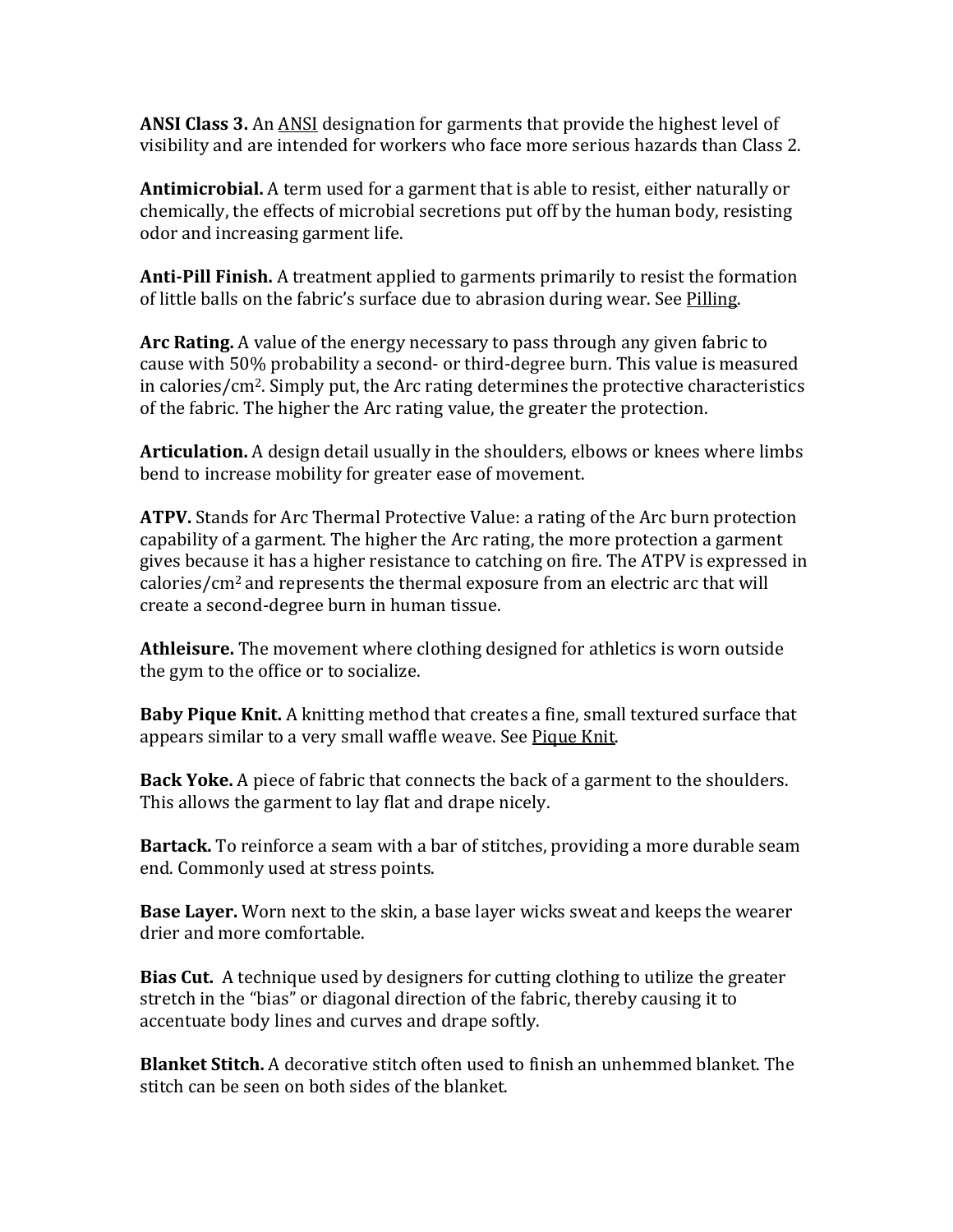**ANSI Class 3.** An ANSI designation for garments that provide the highest level of visibility and are intended for workers who face more serious hazards than Class 2.

**Antimicrobial.** A term used for a garment that is able to resist, either naturally or chemically, the effects of microbial secretions put off by the human body, resisting odor and increasing garment life.

**Anti-Pill Finish.** A treatment applied to garments primarily to resist the formation of little balls on the fabric's surface due to abrasion during wear. See Pilling.

**Arc Rating.** A value of the energy necessary to pass through any given fabric to cause with 50% probability a second- or third-degree burn. This value is measured in calories/cm$^2$. Simply put, the Arc rating determines the protective characteristics of the fabric. The higher the Arc rating value, the greater the protection.

**Articulation.** A design detail usually in the shoulders, elbows or knees where limbs bend to increase mobility for greater ease of movement.

**ATPV.** Stands for Arc Thermal Protective Value: a rating of the Arc burn protection capability of a garment. The higher the Arc rating, the more protection a garment gives because it has a higher resistance to catching on fire. The ATPV is expressed in calories/cm$^2$ and represents the thermal exposure from an electric arc that will create a second-degree burn in human tissue.

**Athleisure.** The movement where clothing designed for athletics is worn outside the gym to the office or to socialize.

**Baby Pique Knit.** A knitting method that creates a fine, small textured surface that appears similar to a very small waffle weave. See Pique Knit.

**Back Yoke.** A piece of fabric that connects the back of a garment to the shoulders. This allows the garment to lay flat and drape nicely.

**Bartack.** To reinforce a seam with a bar of stitches, providing a more durable seam end. Commonly used at stress points.

**Base Layer.** Worn next to the skin, a base layer wicks sweat and keeps the wearer drier and more comfortable.

**Bias Cut.** A technique used by designers for cutting clothing to utilize the greater stretch in the "bias" or diagonal direction of the fabric, thereby causing it to accentuate body lines and curves and drape softly.

**Blanket Stitch.** A decorative stitch often used to finish an unhemmed blanket. The stitch can be seen on both sides of the blanket.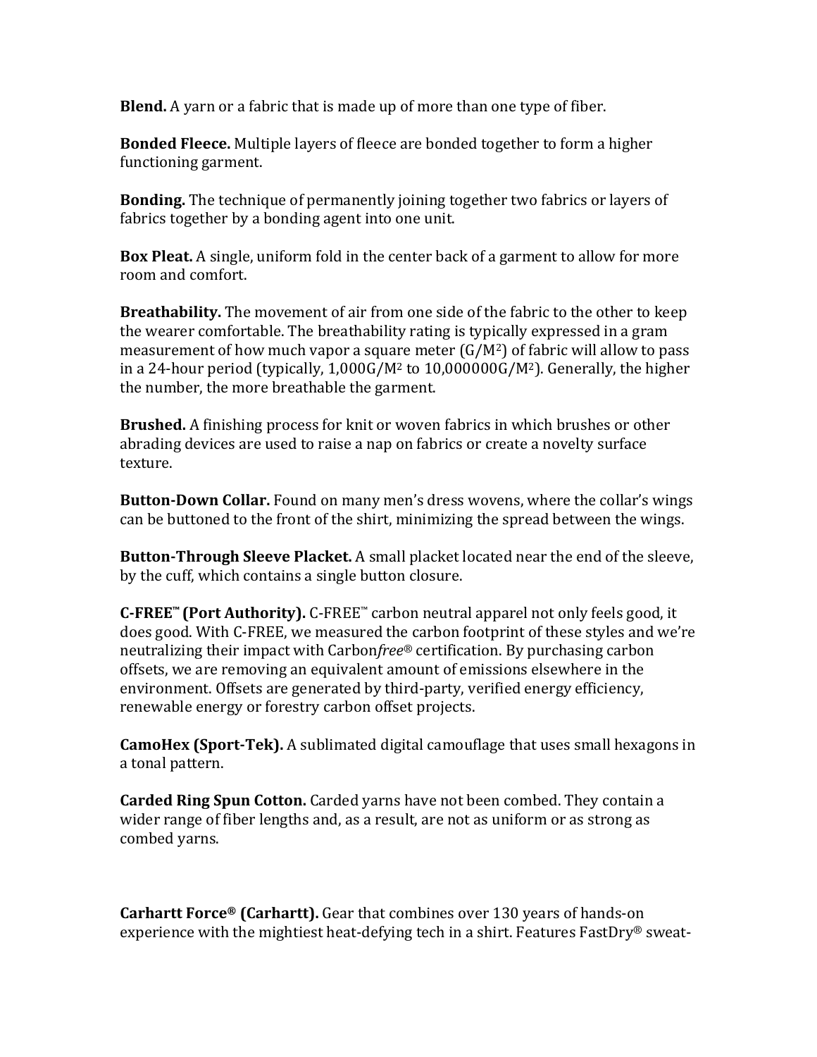**Blend.** A yarn or a fabric that is made up of more than one type of fiber.

**Bonded Fleece.** Multiple layers of fleece are bonded together to form a higher functioning garment.

**Bonding.** The technique of permanently joining together two fabrics or layers of fabrics together by a bonding agent into one unit.

**Box Pleat.** A single, uniform fold in the center back of a garment to allow for more room and comfort.

**Breathability.** The movement of air from one side of the fabric to the other to keep the wearer comfortable. The breathability rating is typically expressed in a gram measurement of how much vapor a square meter ($G/M^2$) of fabric will allow to pass in a 24-hour period (typically, $1{,}000G/M^2$ to $10{,}000000G/M^2$). Generally, the higher the number, the more breathable the garment.

**Brushed.** A finishing process for knit or woven fabrics in which brushes or other abrading devices are used to raise a nap on fabrics or create a novelty surface texture.

**Button-Down Collar.** Found on many men's dress wovens, where the collar's wings can be buttoned to the front of the shirt, minimizing the spread between the wings.

**Button-Through Sleeve Placket.** A small placket located near the end of the sleeve, by the cuff, which contains a single button closure.

**C-FREE™ (Port Authority).** C-FREE™ carbon neutral apparel not only feels good, it does good. With C-FREE, we measured the carbon footprint of these styles and we're neutralizing their impact with Carbon*free*® certification. By purchasing carbon offsets, we are removing an equivalent amount of emissions elsewhere in the environment. Offsets are generated by third-party, verified energy efficiency, renewable energy or forestry carbon offset projects.

**CamoHex (Sport-Tek).** A sublimated digital camouflage that uses small hexagons in a tonal pattern.

**Carded Ring Spun Cotton.** Carded yarns have not been combed. They contain a wider range of fiber lengths and, as a result, are not as uniform or as strong as combed yarns.

**Carhartt Force® (Carhartt).** Gear that combines over 130 years of hands-on experience with the mightiest heat-defying tech in a shirt. Features FastDry® sweat-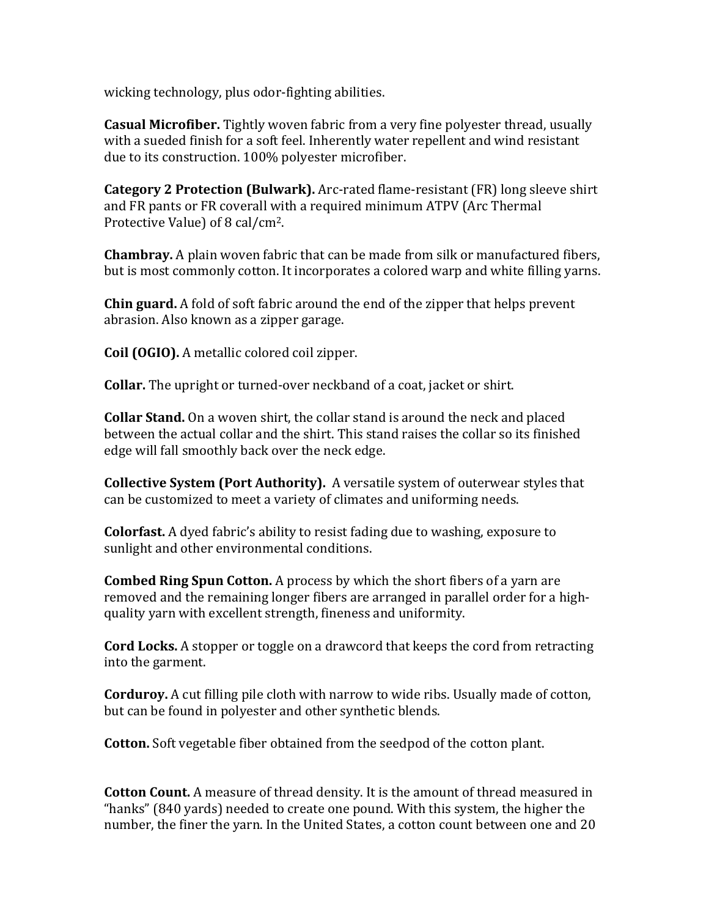wicking technology, plus odor-fighting abilities.

**Casual Microfiber.** Tightly woven fabric from a very fine polyester thread, usually with a sueded finish for a soft feel. Inherently water repellent and wind resistant due to its construction. 100% polyester microfiber.

**Category 2 Protection (Bulwark).** Arc-rated flame-resistant (FR) long sleeve shirt and FR pants or FR coverall with a required minimum ATPV (Arc Thermal Protective Value) of 8 cal/cm$^2$.

**Chambray.** A plain woven fabric that can be made from silk or manufactured fibers, but is most commonly cotton. It incorporates a colored warp and white filling yarns.

**Chin guard.** A fold of soft fabric around the end of the zipper that helps prevent abrasion. Also known as a zipper garage.

**Coil (OGIO).** A metallic colored coil zipper.

**Collar.** The upright or turned-over neckband of a coat, jacket or shirt.

**Collar Stand.** On a woven shirt, the collar stand is around the neck and placed between the actual collar and the shirt. This stand raises the collar so its finished edge will fall smoothly back over the neck edge.

**Collective System (Port Authority).** A versatile system of outerwear styles that can be customized to meet a variety of climates and uniforming needs.

**Colorfast.** A dyed fabric's ability to resist fading due to washing, exposure to sunlight and other environmental conditions.

**Combed Ring Spun Cotton.** A process by which the short fibers of a yarn are removed and the remaining longer fibers are arranged in parallel order for a high-quality yarn with excellent strength, fineness and uniformity.

**Cord Locks.** A stopper or toggle on a drawcord that keeps the cord from retracting into the garment.

**Corduroy.** A cut filling pile cloth with narrow to wide ribs. Usually made of cotton, but can be found in polyester and other synthetic blends.

**Cotton.** Soft vegetable fiber obtained from the seedpod of the cotton plant.

**Cotton Count.** A measure of thread density. It is the amount of thread measured in "hanks" (840 yards) needed to create one pound. With this system, the higher the number, the finer the yarn. In the United States, a cotton count between one and 20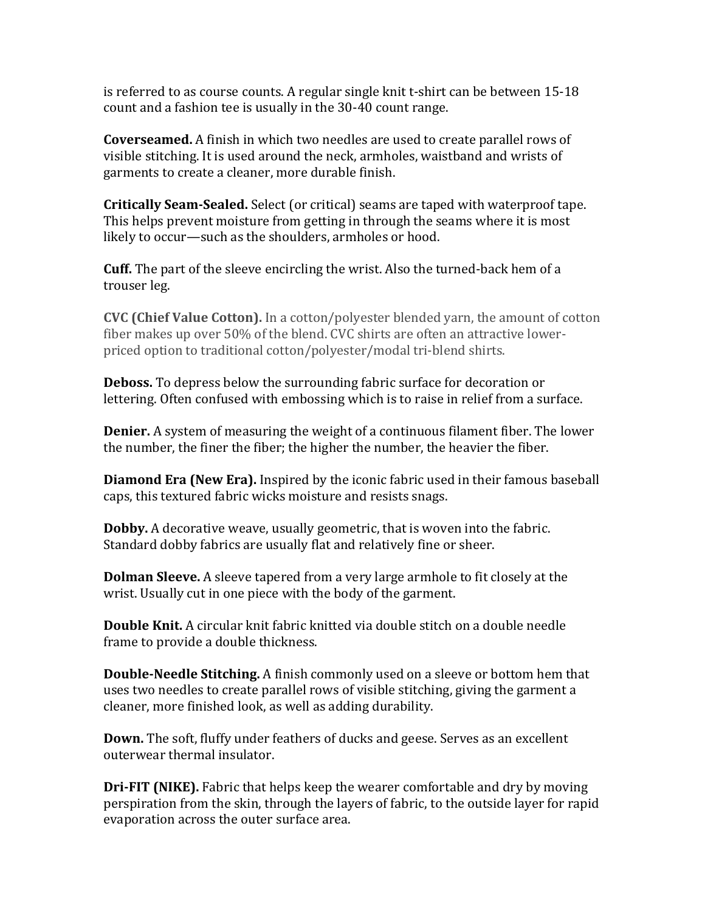is referred to as course counts. A regular single knit t-shirt can be between 15-18 count and a fashion tee is usually in the 30-40 count range.

**Coverseamed.** A finish in which two needles are used to create parallel rows of visible stitching. It is used around the neck, armholes, waistband and wrists of garments to create a cleaner, more durable finish.

**Critically Seam-Sealed.** Select (or critical) seams are taped with waterproof tape. This helps prevent moisture from getting in through the seams where it is most likely to occur—such as the shoulders, armholes or hood.

**Cuff.** The part of the sleeve encircling the wrist. Also the turned-back hem of a trouser leg.

**CVC (Chief Value Cotton).** In a cotton/polyester blended yarn, the amount of cotton fiber makes up over 50% of the blend. CVC shirts are often an attractive lower-priced option to traditional cotton/polyester/modal tri-blend shirts.

**Deboss.** To depress below the surrounding fabric surface for decoration or lettering. Often confused with embossing which is to raise in relief from a surface.

**Denier.** A system of measuring the weight of a continuous filament fiber. The lower the number, the finer the fiber; the higher the number, the heavier the fiber.

**Diamond Era (New Era).** Inspired by the iconic fabric used in their famous baseball caps, this textured fabric wicks moisture and resists snags.

**Dobby.** A decorative weave, usually geometric, that is woven into the fabric. Standard dobby fabrics are usually flat and relatively fine or sheer.

**Dolman Sleeve.** A sleeve tapered from a very large armhole to fit closely at the wrist. Usually cut in one piece with the body of the garment.

**Double Knit.** A circular knit fabric knitted via double stitch on a double needle frame to provide a double thickness.

**Double-Needle Stitching.** A finish commonly used on a sleeve or bottom hem that uses two needles to create parallel rows of visible stitching, giving the garment a cleaner, more finished look, as well as adding durability.

**Down.** The soft, fluffy under feathers of ducks and geese. Serves as an excellent outerwear thermal insulator.

**Dri-FIT (NIKE).** Fabric that helps keep the wearer comfortable and dry by moving perspiration from the skin, through the layers of fabric, to the outside layer for rapid evaporation across the outer surface area.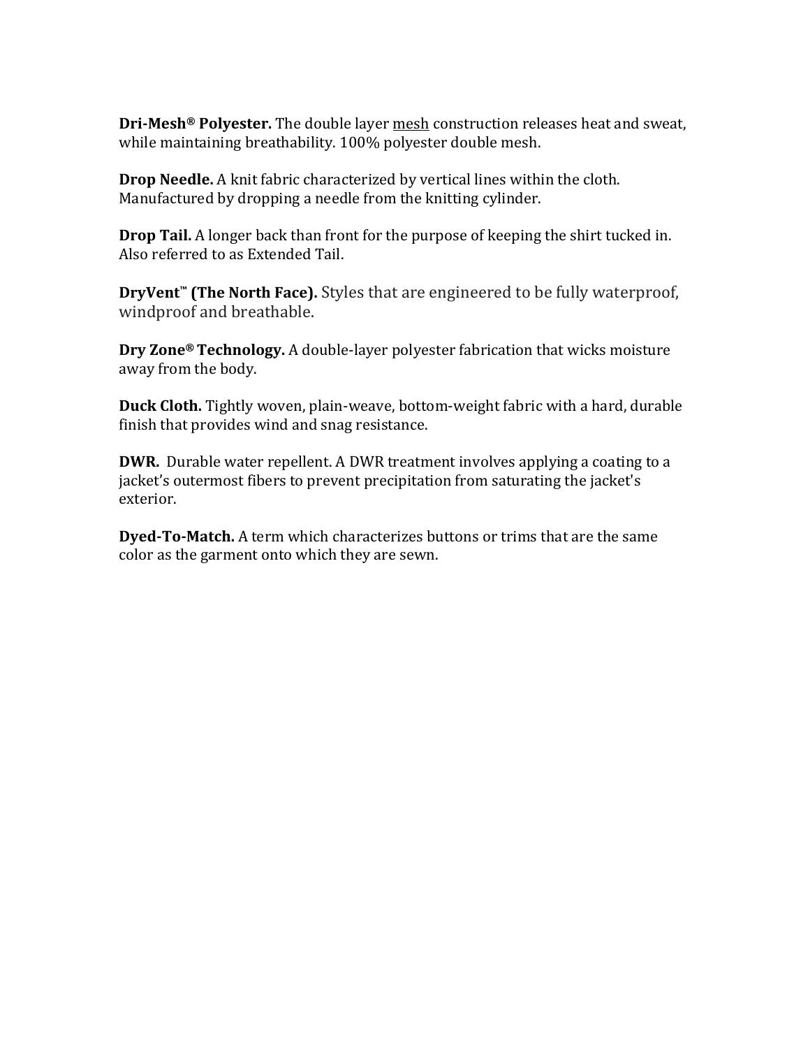**Dri-Mesh® Polyester.** The double layer mesh construction releases heat and sweat, while maintaining breathability. 100% polyester double mesh.

**Drop Needle.** A knit fabric characterized by vertical lines within the cloth. Manufactured by dropping a needle from the knitting cylinder.

**Drop Tail.** A longer back than front for the purpose of keeping the shirt tucked in. Also referred to as Extended Tail.

**DryVent™ (The North Face).** Styles that are engineered to be fully waterproof, windproof and breathable.

**Dry Zone® Technology.** A double-layer polyester fabrication that wicks moisture away from the body.

**Duck Cloth.** Tightly woven, plain-weave, bottom-weight fabric with a hard, durable finish that provides wind and snag resistance.

**DWR.** Durable water repellent. A DWR treatment involves applying a coating to a jacket's outermost fibers to prevent precipitation from saturating the jacket's exterior.

**Dyed-To-Match.** A term which characterizes buttons or trims that are the same color as the garment onto which they are sewn.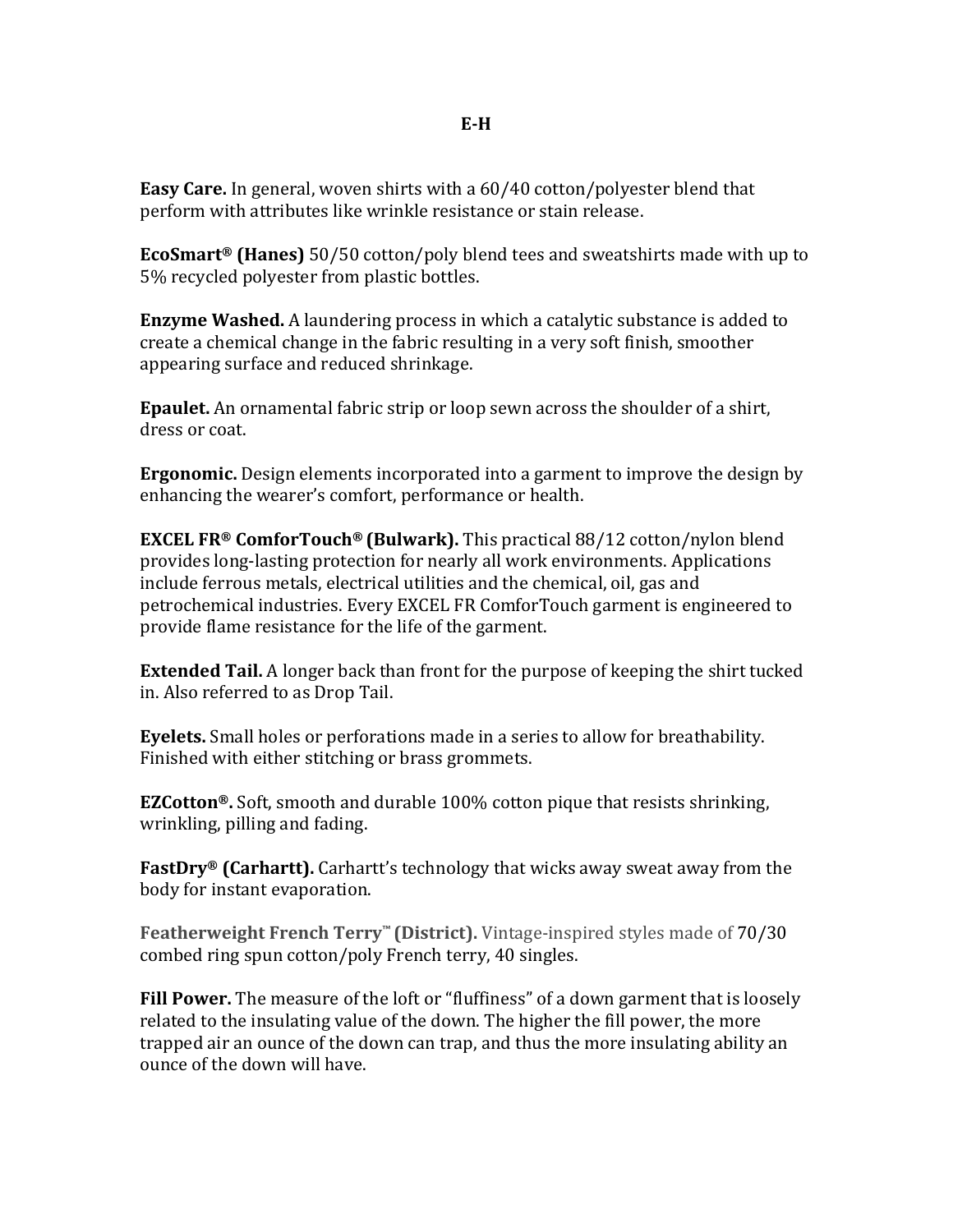## E-H

**Easy Care.** In general, woven shirts with a 60/40 cotton/polyester blend that perform with attributes like wrinkle resistance or stain release.

**EcoSmart® (Hanes)** 50/50 cotton/poly blend tees and sweatshirts made with up to 5% recycled polyester from plastic bottles.

**Enzyme Washed.** A laundering process in which a catalytic substance is added to create a chemical change in the fabric resulting in a very soft finish, smoother appearing surface and reduced shrinkage.

**Epaulet.** An ornamental fabric strip or loop sewn across the shoulder of a shirt, dress or coat.

**Ergonomic.** Design elements incorporated into a garment to improve the design by enhancing the wearer's comfort, performance or health.

**EXCEL FR® ComforTouch® (Bulwark).** This practical 88/12 cotton/nylon blend provides long-lasting protection for nearly all work environments. Applications include ferrous metals, electrical utilities and the chemical, oil, gas and petrochemical industries. Every EXCEL FR ComforTouch garment is engineered to provide flame resistance for the life of the garment.

**Extended Tail.** A longer back than front for the purpose of keeping the shirt tucked in. Also referred to as Drop Tail.

**Eyelets.** Small holes or perforations made in a series to allow for breathability. Finished with either stitching or brass grommets.

**EZCotton®.** Soft, smooth and durable 100% cotton pique that resists shrinking, wrinkling, pilling and fading.

**FastDry® (Carhartt).** Carhartt's technology that wicks away sweat away from the body for instant evaporation.

**Featherweight French Terry™ (District).** Vintage-inspired styles made of 70/30 combed ring spun cotton/poly French terry, 40 singles.

**Fill Power.** The measure of the loft or "fluffiness" of a down garment that is loosely related to the insulating value of the down. The higher the fill power, the more trapped air an ounce of the down can trap, and thus the more insulating ability an ounce of the down will have.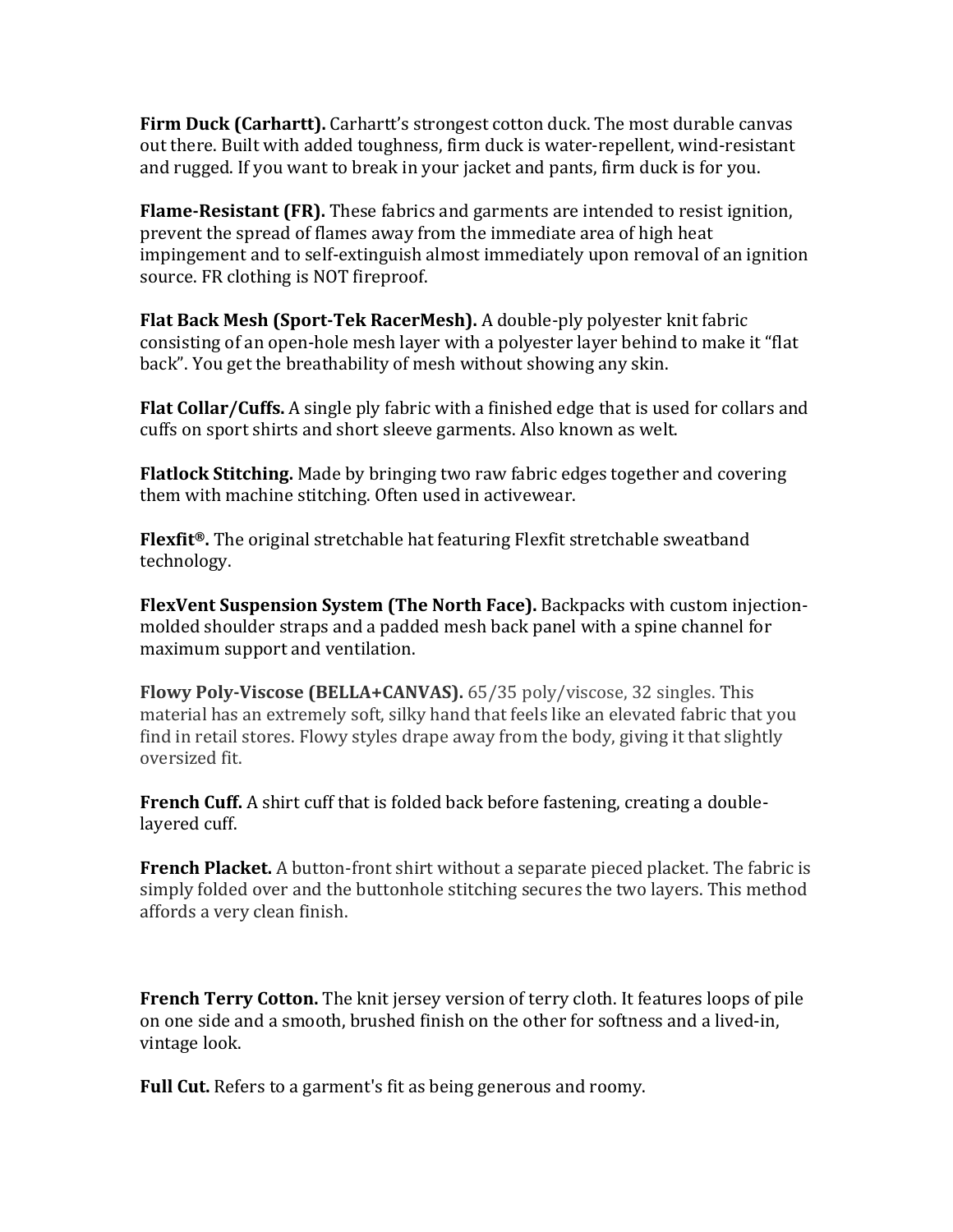**Firm Duck (Carhartt).** Carhartt's strongest cotton duck. The most durable canvas out there. Built with added toughness, firm duck is water-repellent, wind-resistant and rugged. If you want to break in your jacket and pants, firm duck is for you.

**Flame-Resistant (FR).** These fabrics and garments are intended to resist ignition, prevent the spread of flames away from the immediate area of high heat impingement and to self-extinguish almost immediately upon removal of an ignition source. FR clothing is NOT fireproof.

**Flat Back Mesh (Sport-Tek RacerMesh).** A double-ply polyester knit fabric consisting of an open-hole mesh layer with a polyester layer behind to make it "flat back". You get the breathability of mesh without showing any skin.

**Flat Collar/Cuffs.** A single ply fabric with a finished edge that is used for collars and cuffs on sport shirts and short sleeve garments. Also known as welt.

**Flatlock Stitching.** Made by bringing two raw fabric edges together and covering them with machine stitching. Often used in activewear.

**Flexfit®.** The original stretchable hat featuring Flexfit stretchable sweatband technology.

**FlexVent Suspension System (The North Face).** Backpacks with custom injection-molded shoulder straps and a padded mesh back panel with a spine channel for maximum support and ventilation.

**Flowy Poly-Viscose (BELLA+CANVAS).** 65/35 poly/viscose, 32 singles. This material has an extremely soft, silky hand that feels like an elevated fabric that you find in retail stores. Flowy styles drape away from the body, giving it that slightly oversized fit.

**French Cuff.** A shirt cuff that is folded back before fastening, creating a double-layered cuff.

**French Placket.** A button-front shirt without a separate pieced placket. The fabric is simply folded over and the buttonhole stitching secures the two layers. This method affords a very clean finish.

**French Terry Cotton.** The knit jersey version of terry cloth. It features loops of pile on one side and a smooth, brushed finish on the other for softness and a lived-in, vintage look.

**Full Cut.** Refers to a garment's fit as being generous and roomy.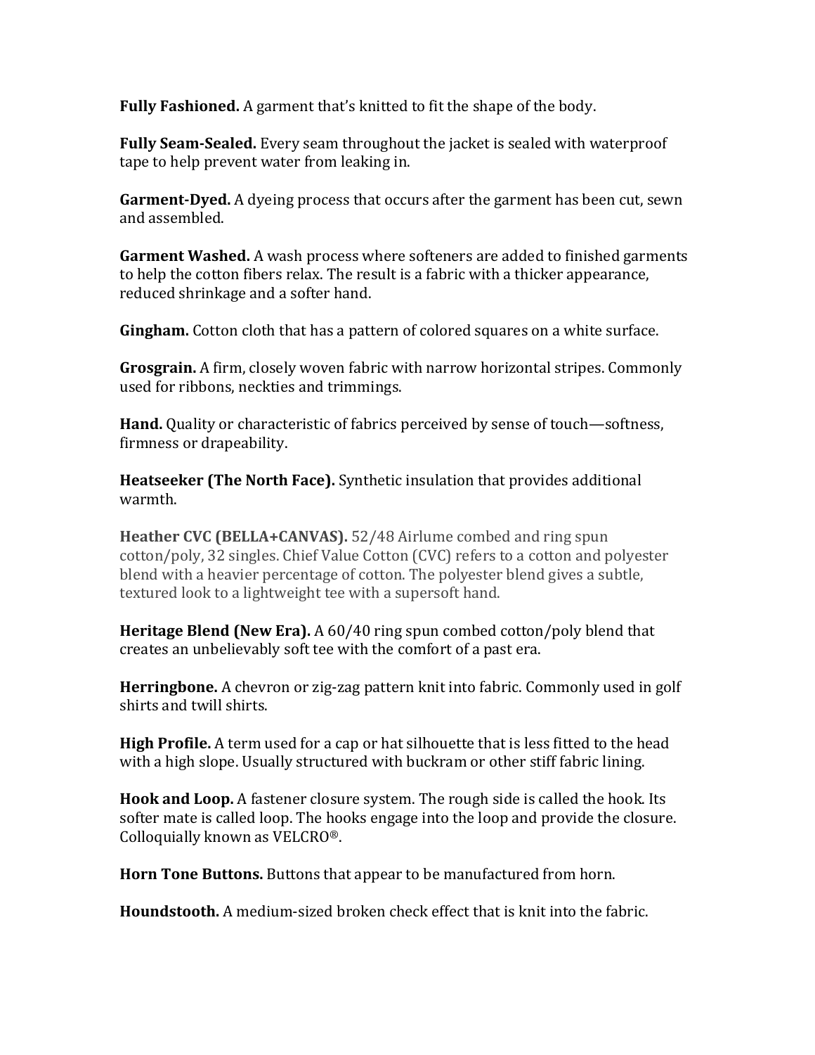**Fully Fashioned.** A garment that's knitted to fit the shape of the body.

**Fully Seam-Sealed.** Every seam throughout the jacket is sealed with waterproof tape to help prevent water from leaking in.

**Garment-Dyed.** A dyeing process that occurs after the garment has been cut, sewn and assembled.

**Garment Washed.** A wash process where softeners are added to finished garments to help the cotton fibers relax. The result is a fabric with a thicker appearance, reduced shrinkage and a softer hand.

**Gingham.** Cotton cloth that has a pattern of colored squares on a white surface.

**Grosgrain.** A firm, closely woven fabric with narrow horizontal stripes. Commonly used for ribbons, neckties and trimmings.

**Hand.** Quality or characteristic of fabrics perceived by sense of touch—softness, firmness or drapeability.

**Heatseeker (The North Face).** Synthetic insulation that provides additional warmth.

**Heather CVC (BELLA+CANVAS).** 52/48 Airlume combed and ring spun cotton/poly, 32 singles. Chief Value Cotton (CVC) refers to a cotton and polyester blend with a heavier percentage of cotton. The polyester blend gives a subtle, textured look to a lightweight tee with a supersoft hand.

**Heritage Blend (New Era).** A 60/40 ring spun combed cotton/poly blend that creates an unbelievably soft tee with the comfort of a past era.

**Herringbone.** A chevron or zig-zag pattern knit into fabric. Commonly used in golf shirts and twill shirts.

**High Profile.** A term used for a cap or hat silhouette that is less fitted to the head with a high slope. Usually structured with buckram or other stiff fabric lining.

**Hook and Loop.** A fastener closure system. The rough side is called the hook. Its softer mate is called loop. The hooks engage into the loop and provide the closure. Colloquially known as VELCRO®.

**Horn Tone Buttons.** Buttons that appear to be manufactured from horn.

**Houndstooth.** A medium-sized broken check effect that is knit into the fabric.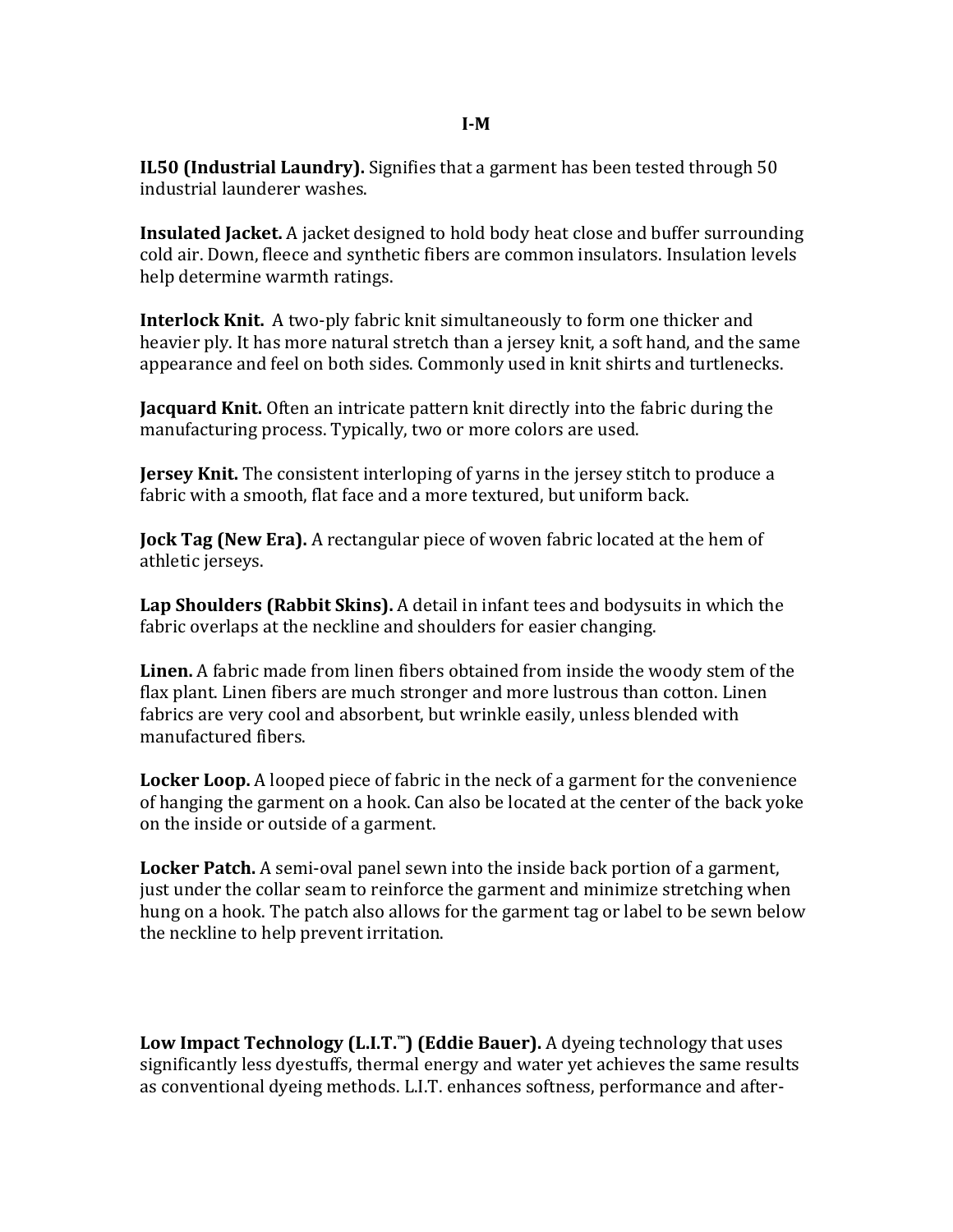## I-M

**IL50 (Industrial Laundry).** Signifies that a garment has been tested through 50 industrial launderer washes.

**Insulated Jacket.** A jacket designed to hold body heat close and buffer surrounding cold air. Down, fleece and synthetic fibers are common insulators. Insulation levels help determine warmth ratings.

**Interlock Knit.** A two-ply fabric knit simultaneously to form one thicker and heavier ply. It has more natural stretch than a jersey knit, a soft hand, and the same appearance and feel on both sides. Commonly used in knit shirts and turtlenecks.

**Jacquard Knit.** Often an intricate pattern knit directly into the fabric during the manufacturing process. Typically, two or more colors are used.

**Jersey Knit.** The consistent interloping of yarns in the jersey stitch to produce a fabric with a smooth, flat face and a more textured, but uniform back.

**Jock Tag (New Era).** A rectangular piece of woven fabric located at the hem of athletic jerseys.

**Lap Shoulders (Rabbit Skins).** A detail in infant tees and bodysuits in which the fabric overlaps at the neckline and shoulders for easier changing.

**Linen.** A fabric made from linen fibers obtained from inside the woody stem of the flax plant. Linen fibers are much stronger and more lustrous than cotton. Linen fabrics are very cool and absorbent, but wrinkle easily, unless blended with manufactured fibers.

**Locker Loop.** A looped piece of fabric in the neck of a garment for the convenience of hanging the garment on a hook. Can also be located at the center of the back yoke on the inside or outside of a garment.

**Locker Patch.** A semi-oval panel sewn into the inside back portion of a garment, just under the collar seam to reinforce the garment and minimize stretching when hung on a hook. The patch also allows for the garment tag or label to be sewn below the neckline to help prevent irritation.

**Low Impact Technology (L.I.T.™) (Eddie Bauer).** A dyeing technology that uses significantly less dyestuffs, thermal energy and water yet achieves the same results as conventional dyeing methods. L.I.T. enhances softness, performance and after-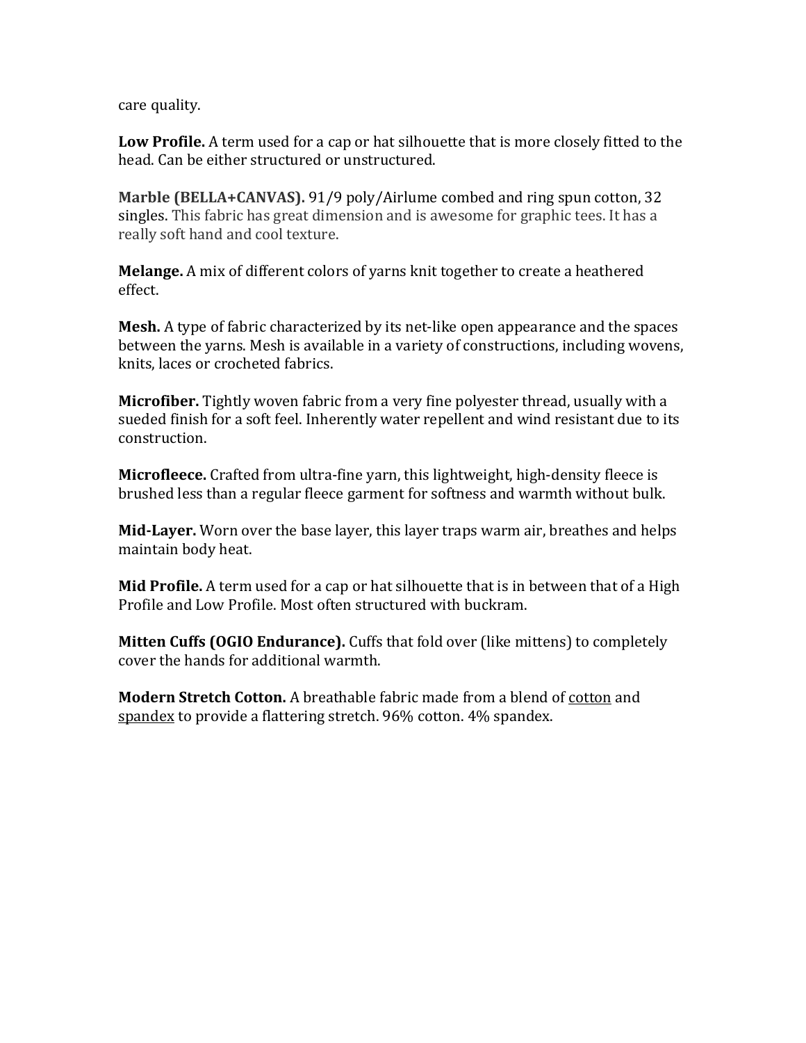care quality.

**Low Profile.** A term used for a cap or hat silhouette that is more closely fitted to the head. Can be either structured or unstructured.

**Marble (BELLA+CANVAS).** 91/9 poly/Airlume combed and ring spun cotton, 32 singles. This fabric has great dimension and is awesome for graphic tees. It has a really soft hand and cool texture.

**Melange.** A mix of different colors of yarns knit together to create a heathered effect.

**Mesh.** A type of fabric characterized by its net-like open appearance and the spaces between the yarns. Mesh is available in a variety of constructions, including wovens, knits, laces or crocheted fabrics.

**Microfiber.** Tightly woven fabric from a very fine polyester thread, usually with a sueded finish for a soft feel. Inherently water repellent and wind resistant due to its construction.

**Microfleece.** Crafted from ultra-fine yarn, this lightweight, high-density fleece is brushed less than a regular fleece garment for softness and warmth without bulk.

**Mid-Layer.** Worn over the base layer, this layer traps warm air, breathes and helps maintain body heat.

**Mid Profile.** A term used for a cap or hat silhouette that is in between that of a High Profile and Low Profile. Most often structured with buckram.

**Mitten Cuffs (OGIO Endurance).** Cuffs that fold over (like mittens) to completely cover the hands for additional warmth.

**Modern Stretch Cotton.** A breathable fabric made from a blend of cotton and spandex to provide a flattering stretch. 96% cotton. 4% spandex.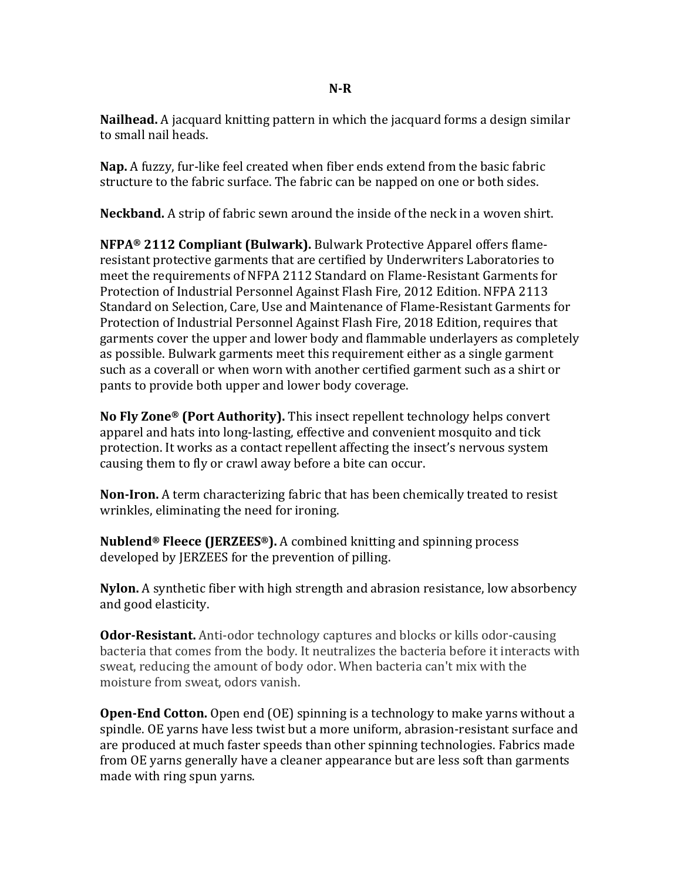## N-R

**Nailhead.** A jacquard knitting pattern in which the jacquard forms a design similar to small nail heads.

**Nap.** A fuzzy, fur-like feel created when fiber ends extend from the basic fabric structure to the fabric surface. The fabric can be napped on one or both sides.

**Neckband.** A strip of fabric sewn around the inside of the neck in a woven shirt.

**NFPA® 2112 Compliant (Bulwark).** Bulwark Protective Apparel offers flame-resistant protective garments that are certified by Underwriters Laboratories to meet the requirements of NFPA 2112 Standard on Flame-Resistant Garments for Protection of Industrial Personnel Against Flash Fire, 2012 Edition. NFPA 2113 Standard on Selection, Care, Use and Maintenance of Flame-Resistant Garments for Protection of Industrial Personnel Against Flash Fire, 2018 Edition, requires that garments cover the upper and lower body and flammable underlayers as completely as possible. Bulwark garments meet this requirement either as a single garment such as a coverall or when worn with another certified garment such as a shirt or pants to provide both upper and lower body coverage.

**No Fly Zone® (Port Authority).** This insect repellent technology helps convert apparel and hats into long-lasting, effective and convenient mosquito and tick protection. It works as a contact repellent affecting the insect's nervous system causing them to fly or crawl away before a bite can occur.

**Non-Iron.** A term characterizing fabric that has been chemically treated to resist wrinkles, eliminating the need for ironing.

**Nublend® Fleece (JERZEES®).** A combined knitting and spinning process developed by JERZEES for the prevention of pilling.

**Nylon.** A synthetic fiber with high strength and abrasion resistance, low absorbency and good elasticity.

**Odor-Resistant.** Anti-odor technology captures and blocks or kills odor-causing bacteria that comes from the body. It neutralizes the bacteria before it interacts with sweat, reducing the amount of body odor. When bacteria can't mix with the moisture from sweat, odors vanish.

**Open-End Cotton.** Open end (OE) spinning is a technology to make yarns without a spindle. OE yarns have less twist but a more uniform, abrasion-resistant surface and are produced at much faster speeds than other spinning technologies. Fabrics made from OE yarns generally have a cleaner appearance but are less soft than garments made with ring spun yarns.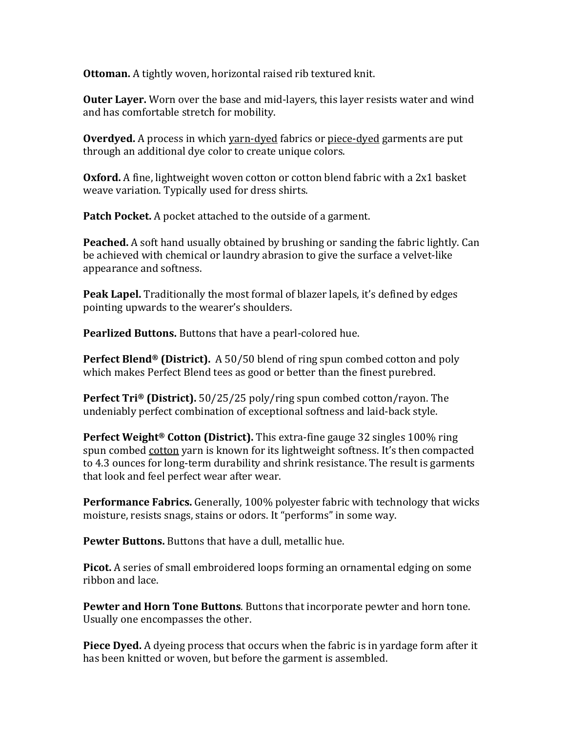**Ottoman.** A tightly woven, horizontal raised rib textured knit.

**Outer Layer.** Worn over the base and mid-layers, this layer resists water and wind and has comfortable stretch for mobility.

**Overdyed.** A process in which yarn-dyed fabrics or piece-dyed garments are put through an additional dye color to create unique colors.

**Oxford.** A fine, lightweight woven cotton or cotton blend fabric with a 2x1 basket weave variation. Typically used for dress shirts.

**Patch Pocket.** A pocket attached to the outside of a garment.

**Peached.** A soft hand usually obtained by brushing or sanding the fabric lightly. Can be achieved with chemical or laundry abrasion to give the surface a velvet-like appearance and softness.

**Peak Lapel.** Traditionally the most formal of blazer lapels, it's defined by edges pointing upwards to the wearer's shoulders.

**Pearlized Buttons.** Buttons that have a pearl-colored hue.

**Perfect Blend® (District).** A 50/50 blend of ring spun combed cotton and poly which makes Perfect Blend tees as good or better than the finest purebred.

**Perfect Tri® (District).** 50/25/25 poly/ring spun combed cotton/rayon. The undeniably perfect combination of exceptional softness and laid-back style.

**Perfect Weight® Cotton (District).** This extra-fine gauge 32 singles 100% ring spun combed cotton yarn is known for its lightweight softness. It's then compacted to 4.3 ounces for long-term durability and shrink resistance. The result is garments that look and feel perfect wear after wear.

**Performance Fabrics.** Generally, 100% polyester fabric with technology that wicks moisture, resists snags, stains or odors. It "performs" in some way.

**Pewter Buttons.** Buttons that have a dull, metallic hue.

**Picot.** A series of small embroidered loops forming an ornamental edging on some ribbon and lace.

**Pewter and Horn Tone Buttons**. Buttons that incorporate pewter and horn tone. Usually one encompasses the other.

**Piece Dyed.** A dyeing process that occurs when the fabric is in yardage form after it has been knitted or woven, but before the garment is assembled.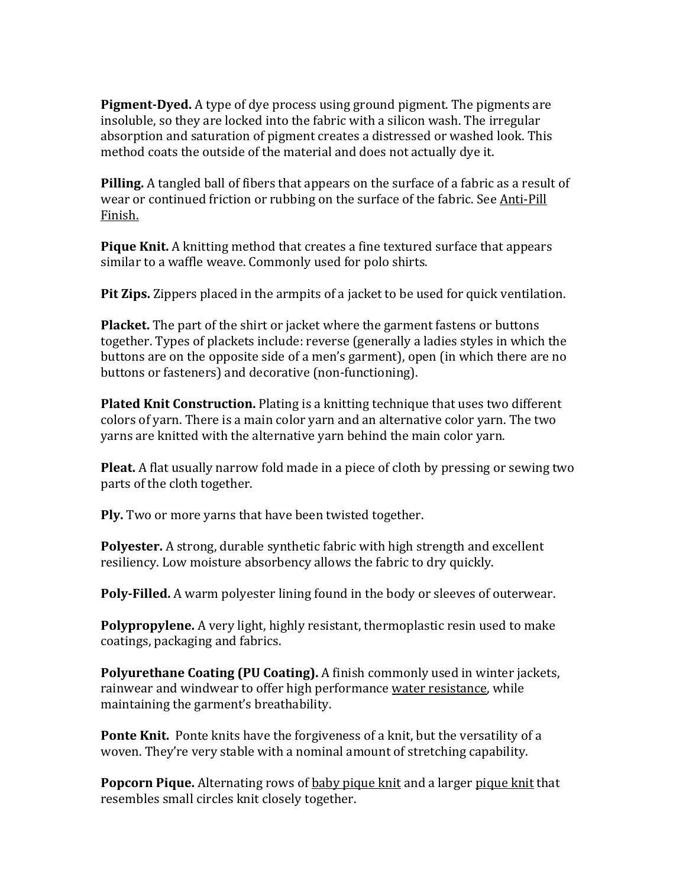**Pigment-Dyed.** A type of dye process using ground pigment. The pigments are insoluble, so they are locked into the fabric with a silicon wash. The irregular absorption and saturation of pigment creates a distressed or washed look. This method coats the outside of the material and does not actually dye it.

**Pilling.** A tangled ball of fibers that appears on the surface of a fabric as a result of wear or continued friction or rubbing on the surface of the fabric. See Anti-Pill Finish.

**Pique Knit.** A knitting method that creates a fine textured surface that appears similar to a waffle weave. Commonly used for polo shirts.

**Pit Zips.** Zippers placed in the armpits of a jacket to be used for quick ventilation.

**Placket.** The part of the shirt or jacket where the garment fastens or buttons together. Types of plackets include: reverse (generally a ladies styles in which the buttons are on the opposite side of a men's garment), open (in which there are no buttons or fasteners) and decorative (non-functioning).

**Plated Knit Construction.** Plating is a knitting technique that uses two different colors of yarn. There is a main color yarn and an alternative color yarn. The two yarns are knitted with the alternative yarn behind the main color yarn.

**Pleat.** A flat usually narrow fold made in a piece of cloth by pressing or sewing two parts of the cloth together.

**Ply.** Two or more yarns that have been twisted together.

**Polyester.** A strong, durable synthetic fabric with high strength and excellent resiliency. Low moisture absorbency allows the fabric to dry quickly.

**Poly-Filled.** A warm polyester lining found in the body or sleeves of outerwear.

**Polypropylene.** A very light, highly resistant, thermoplastic resin used to make coatings, packaging and fabrics.

**Polyurethane Coating (PU Coating).** A finish commonly used in winter jackets, rainwear and windwear to offer high performance water resistance, while maintaining the garment's breathability.

**Ponte Knit.** Ponte knits have the forgiveness of a knit, but the versatility of a woven. They're very stable with a nominal amount of stretching capability.

**Popcorn Pique.** Alternating rows of baby pique knit and a larger pique knit that resembles small circles knit closely together.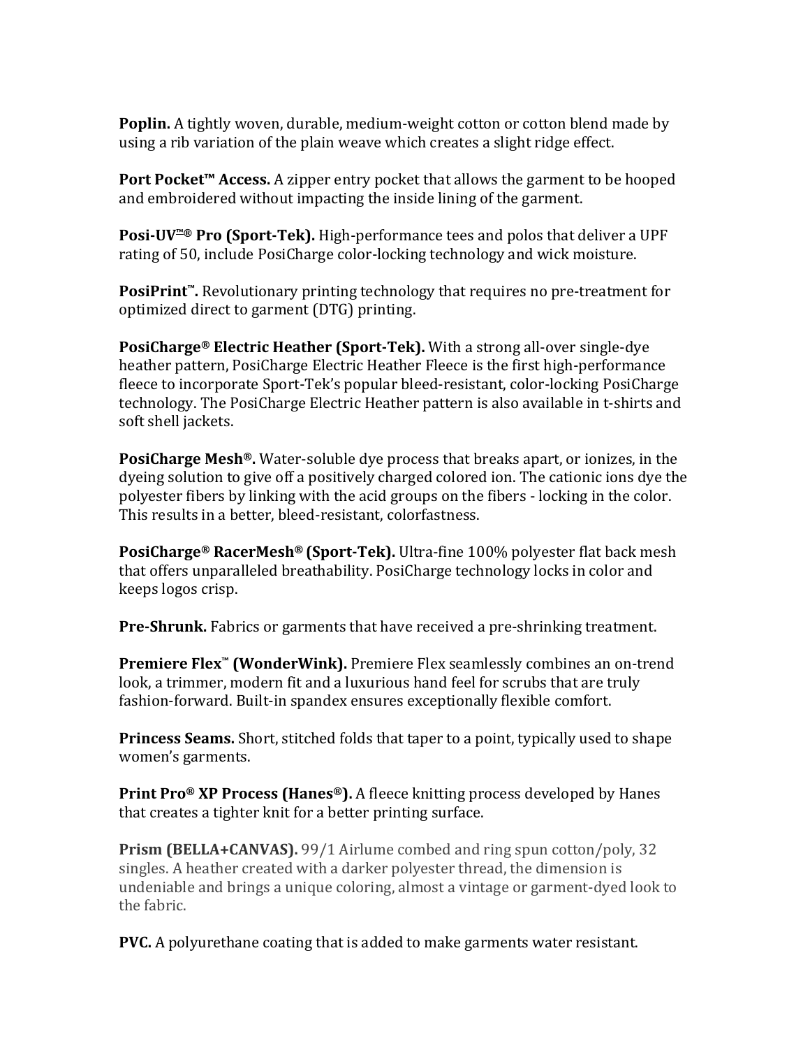**Poplin.** A tightly woven, durable, medium-weight cotton or cotton blend made by using a rib variation of the plain weave which creates a slight ridge effect.

**Port Pocket™ Access.** A zipper entry pocket that allows the garment to be hooped and embroidered without impacting the inside lining of the garment.

**Posi-UV™® Pro (Sport-Tek).** High-performance tees and polos that deliver a UPF rating of 50, include PosiCharge color-locking technology and wick moisture.

**PosiPrint™.** Revolutionary printing technology that requires no pre-treatment for optimized direct to garment (DTG) printing.

**PosiCharge® Electric Heather (Sport-Tek).** With a strong all-over single-dye heather pattern, PosiCharge Electric Heather Fleece is the first high-performance fleece to incorporate Sport-Tek's popular bleed-resistant, color-locking PosiCharge technology. The PosiCharge Electric Heather pattern is also available in t-shirts and soft shell jackets.

**PosiCharge Mesh®.** Water-soluble dye process that breaks apart, or ionizes, in the dyeing solution to give off a positively charged colored ion. The cationic ions dye the polyester fibers by linking with the acid groups on the fibers - locking in the color. This results in a better, bleed-resistant, colorfastness.

**PosiCharge® RacerMesh® (Sport-Tek).** Ultra-fine 100% polyester flat back mesh that offers unparalleled breathability. PosiCharge technology locks in color and keeps logos crisp.

**Pre-Shrunk.** Fabrics or garments that have received a pre-shrinking treatment.

**Premiere Flex™ (WonderWink).** Premiere Flex seamlessly combines an on-trend look, a trimmer, modern fit and a luxurious hand feel for scrubs that are truly fashion-forward. Built-in spandex ensures exceptionally flexible comfort.

**Princess Seams.** Short, stitched folds that taper to a point, typically used to shape women's garments.

**Print Pro® XP Process (Hanes®).** A fleece knitting process developed by Hanes that creates a tighter knit for a better printing surface.

**Prism (BELLA+CANVAS).** 99/1 Airlume combed and ring spun cotton/poly, 32 singles. A heather created with a darker polyester thread, the dimension is undeniable and brings a unique coloring, almost a vintage or garment-dyed look to the fabric.

**PVC.** A polyurethane coating that is added to make garments water resistant.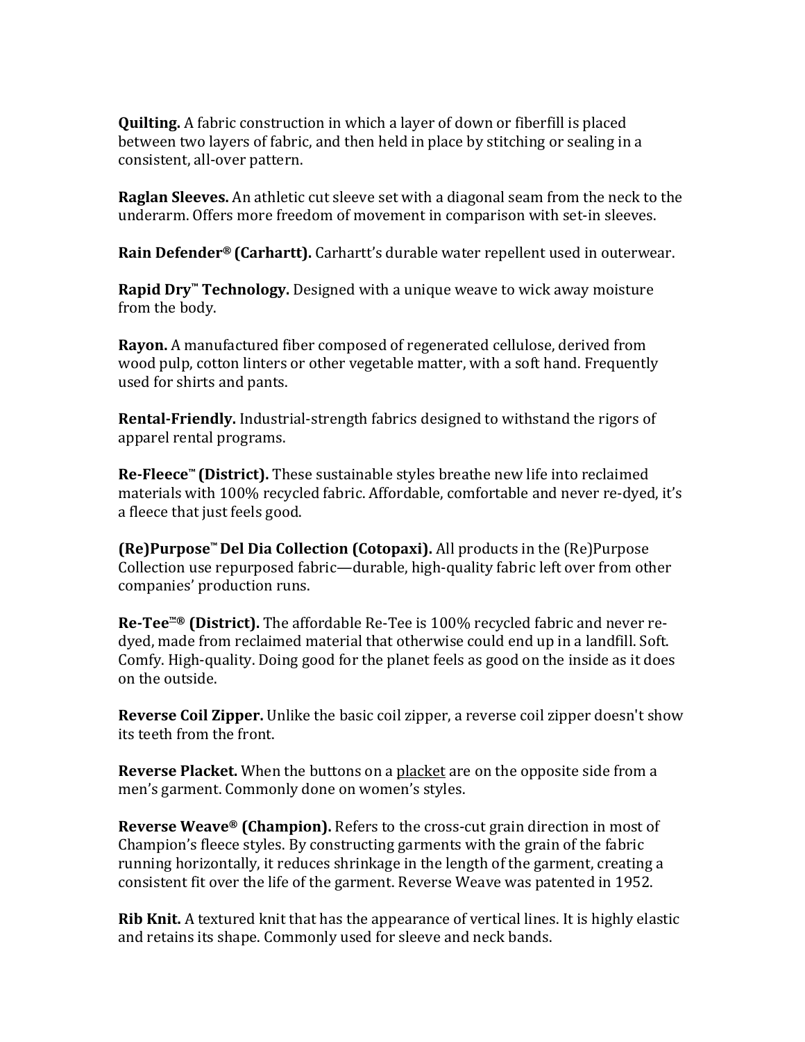**Quilting.** A fabric construction in which a layer of down or fiberfill is placed between two layers of fabric, and then held in place by stitching or sealing in a consistent, all-over pattern.

**Raglan Sleeves.** An athletic cut sleeve set with a diagonal seam from the neck to the underarm. Offers more freedom of movement in comparison with set-in sleeves.

**Rain Defender® (Carhartt).** Carhartt's durable water repellent used in outerwear.

**Rapid Dry™ Technology.** Designed with a unique weave to wick away moisture from the body.

**Rayon.** A manufactured fiber composed of regenerated cellulose, derived from wood pulp, cotton linters or other vegetable matter, with a soft hand. Frequently used for shirts and pants.

**Rental-Friendly.** Industrial-strength fabrics designed to withstand the rigors of apparel rental programs.

**Re-Fleece™ (District).** These sustainable styles breathe new life into reclaimed materials with 100% recycled fabric. Affordable, comfortable and never re-dyed, it's a fleece that just feels good.

**(Re)Purpose™ Del Dia Collection (Cotopaxi).** All products in the (Re)Purpose Collection use repurposed fabric—durable, high-quality fabric left over from other companies' production runs.

**Re-Tee™® (District).** The affordable Re-Tee is 100% recycled fabric and never re-dyed, made from reclaimed material that otherwise could end up in a landfill. Soft. Comfy. High-quality. Doing good for the planet feels as good on the inside as it does on the outside.

**Reverse Coil Zipper.** Unlike the basic coil zipper, a reverse coil zipper doesn't show its teeth from the front.

**Reverse Placket.** When the buttons on a placket are on the opposite side from a men's garment. Commonly done on women's styles.

**Reverse Weave® (Champion).** Refers to the cross-cut grain direction in most of Champion's fleece styles. By constructing garments with the grain of the fabric running horizontally, it reduces shrinkage in the length of the garment, creating a consistent fit over the life of the garment. Reverse Weave was patented in 1952.

**Rib Knit.** A textured knit that has the appearance of vertical lines. It is highly elastic and retains its shape. Commonly used for sleeve and neck bands.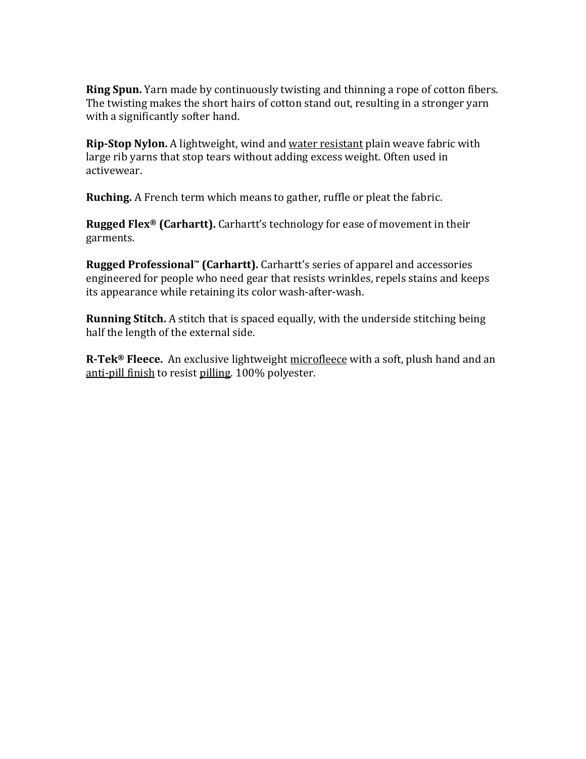**Ring Spun.** Yarn made by continuously twisting and thinning a rope of cotton fibers. The twisting makes the short hairs of cotton stand out, resulting in a stronger yarn with a significantly softer hand.

**Rip-Stop Nylon.** A lightweight, wind and water resistant plain weave fabric with large rib yarns that stop tears without adding excess weight. Often used in activewear.

**Ruching.** A French term which means to gather, ruffle or pleat the fabric.

**Rugged Flex® (Carhartt).** Carhartt's technology for ease of movement in their garments.

**Rugged Professional™ (Carhartt).** Carhartt's series of apparel and accessories engineered for people who need gear that resists wrinkles, repels stains and keeps its appearance while retaining its color wash-after-wash.

**Running Stitch.** A stitch that is spaced equally, with the underside stitching being half the length of the external side.

**R-Tek® Fleece.** An exclusive lightweight microfleece with a soft, plush hand and an anti-pill finish to resist pilling. 100% polyester.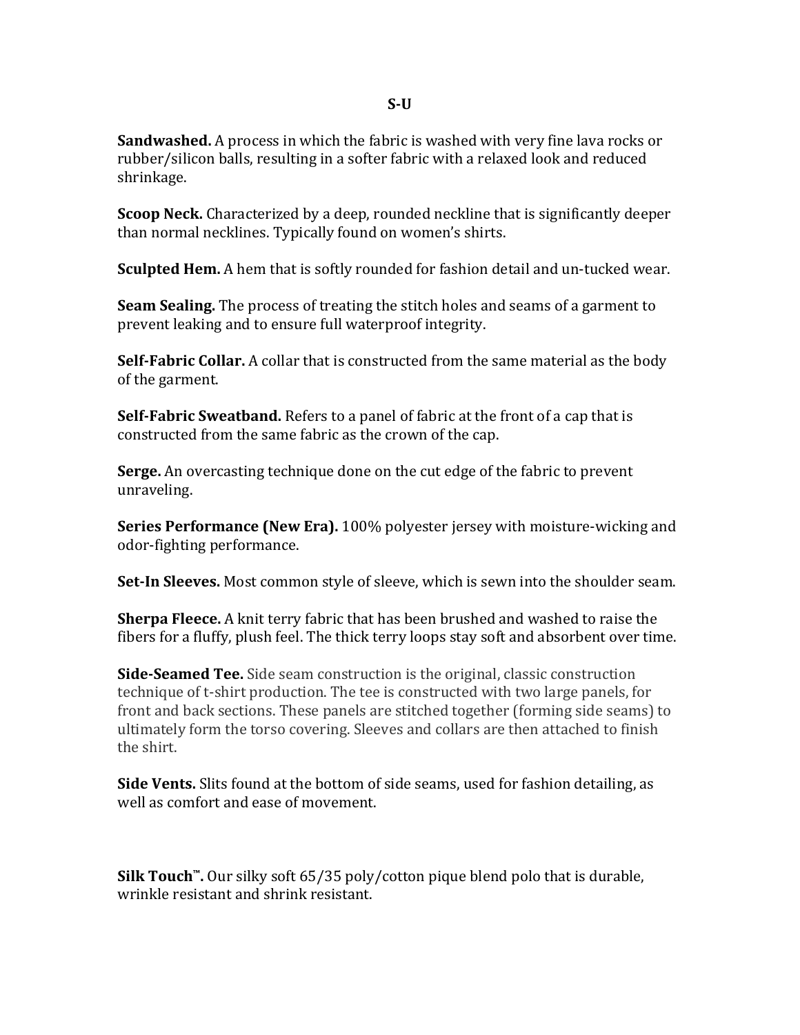## S-U

**Sandwashed.** A process in which the fabric is washed with very fine lava rocks or rubber/silicon balls, resulting in a softer fabric with a relaxed look and reduced shrinkage.

**Scoop Neck.** Characterized by a deep, rounded neckline that is significantly deeper than normal necklines. Typically found on women's shirts.

**Sculpted Hem.** A hem that is softly rounded for fashion detail and un-tucked wear.

**Seam Sealing.** The process of treating the stitch holes and seams of a garment to prevent leaking and to ensure full waterproof integrity.

**Self-Fabric Collar.** A collar that is constructed from the same material as the body of the garment.

**Self-Fabric Sweatband.** Refers to a panel of fabric at the front of a cap that is constructed from the same fabric as the crown of the cap.

**Serge.** An overcasting technique done on the cut edge of the fabric to prevent unraveling.

**Series Performance (New Era).** 100% polyester jersey with moisture-wicking and odor-fighting performance.

**Set-In Sleeves.** Most common style of sleeve, which is sewn into the shoulder seam.

**Sherpa Fleece.** A knit terry fabric that has been brushed and washed to raise the fibers for a fluffy, plush feel. The thick terry loops stay soft and absorbent over time.

**Side-Seamed Tee.** Side seam construction is the original, classic construction technique of t-shirt production. The tee is constructed with two large panels, for front and back sections. These panels are stitched together (forming side seams) to ultimately form the torso covering. Sleeves and collars are then attached to finish the shirt.

**Side Vents.** Slits found at the bottom of side seams, used for fashion detailing, as well as comfort and ease of movement.

**Silk Touch™.** Our silky soft 65/35 poly/cotton pique blend polo that is durable, wrinkle resistant and shrink resistant.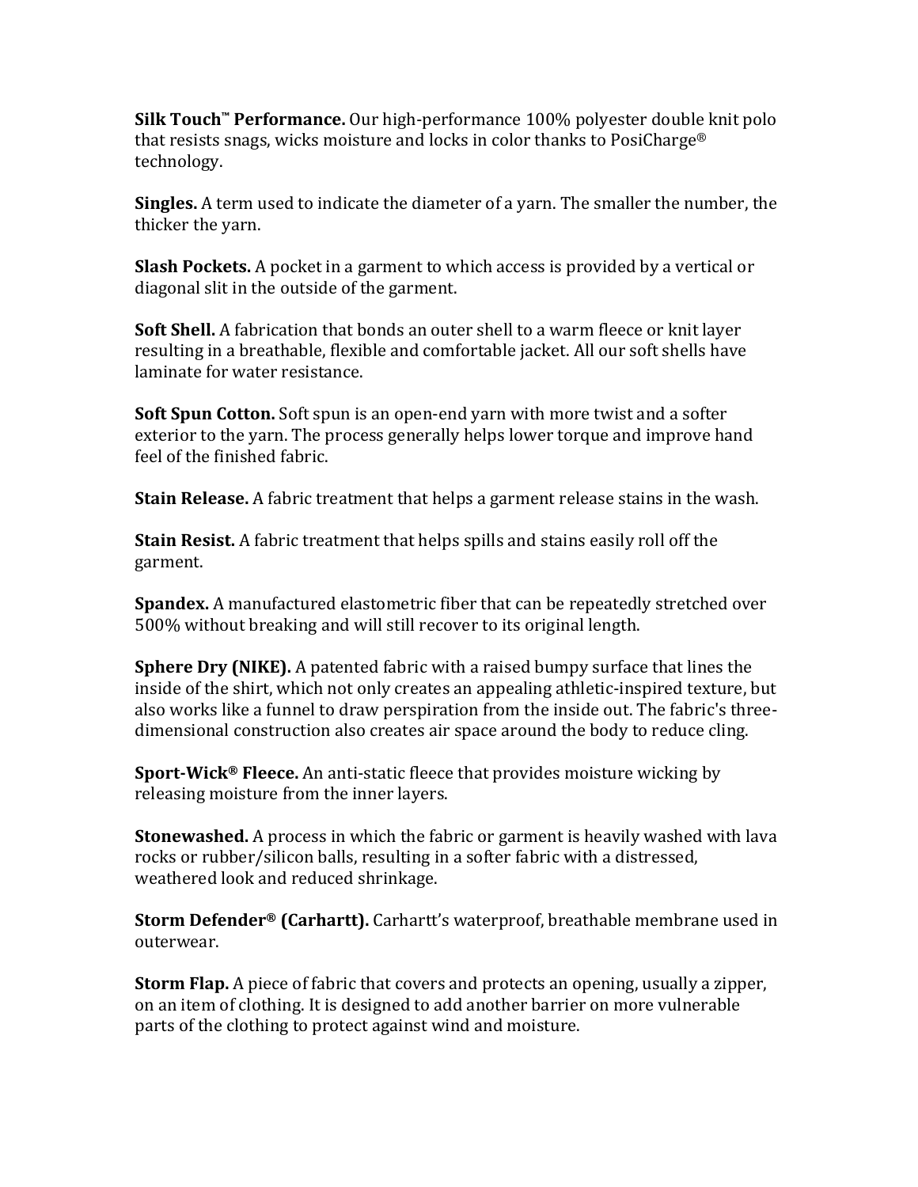**Silk Touch™ Performance.** Our high-performance 100% polyester double knit polo that resists snags, wicks moisture and locks in color thanks to PosiCharge® technology.

**Singles.** A term used to indicate the diameter of a yarn. The smaller the number, the thicker the yarn.

**Slash Pockets.** A pocket in a garment to which access is provided by a vertical or diagonal slit in the outside of the garment.

**Soft Shell.** A fabrication that bonds an outer shell to a warm fleece or knit layer resulting in a breathable, flexible and comfortable jacket. All our soft shells have laminate for water resistance.

**Soft Spun Cotton.** Soft spun is an open-end yarn with more twist and a softer exterior to the yarn. The process generally helps lower torque and improve hand feel of the finished fabric.

**Stain Release.** A fabric treatment that helps a garment release stains in the wash.

**Stain Resist.** A fabric treatment that helps spills and stains easily roll off the garment.

**Spandex.** A manufactured elastometric fiber that can be repeatedly stretched over 500% without breaking and will still recover to its original length.

**Sphere Dry (NIKE).** A patented fabric with a raised bumpy surface that lines the inside of the shirt, which not only creates an appealing athletic-inspired texture, but also works like a funnel to draw perspiration from the inside out. The fabric's three-dimensional construction also creates air space around the body to reduce cling.

**Sport-Wick® Fleece.** An anti-static fleece that provides moisture wicking by releasing moisture from the inner layers.

**Stonewashed.** A process in which the fabric or garment is heavily washed with lava rocks or rubber/silicon balls, resulting in a softer fabric with a distressed, weathered look and reduced shrinkage.

**Storm Defender® (Carhartt).** Carhartt's waterproof, breathable membrane used in outerwear.

**Storm Flap.** A piece of fabric that covers and protects an opening, usually a zipper, on an item of clothing. It is designed to add another barrier on more vulnerable parts of the clothing to protect against wind and moisture.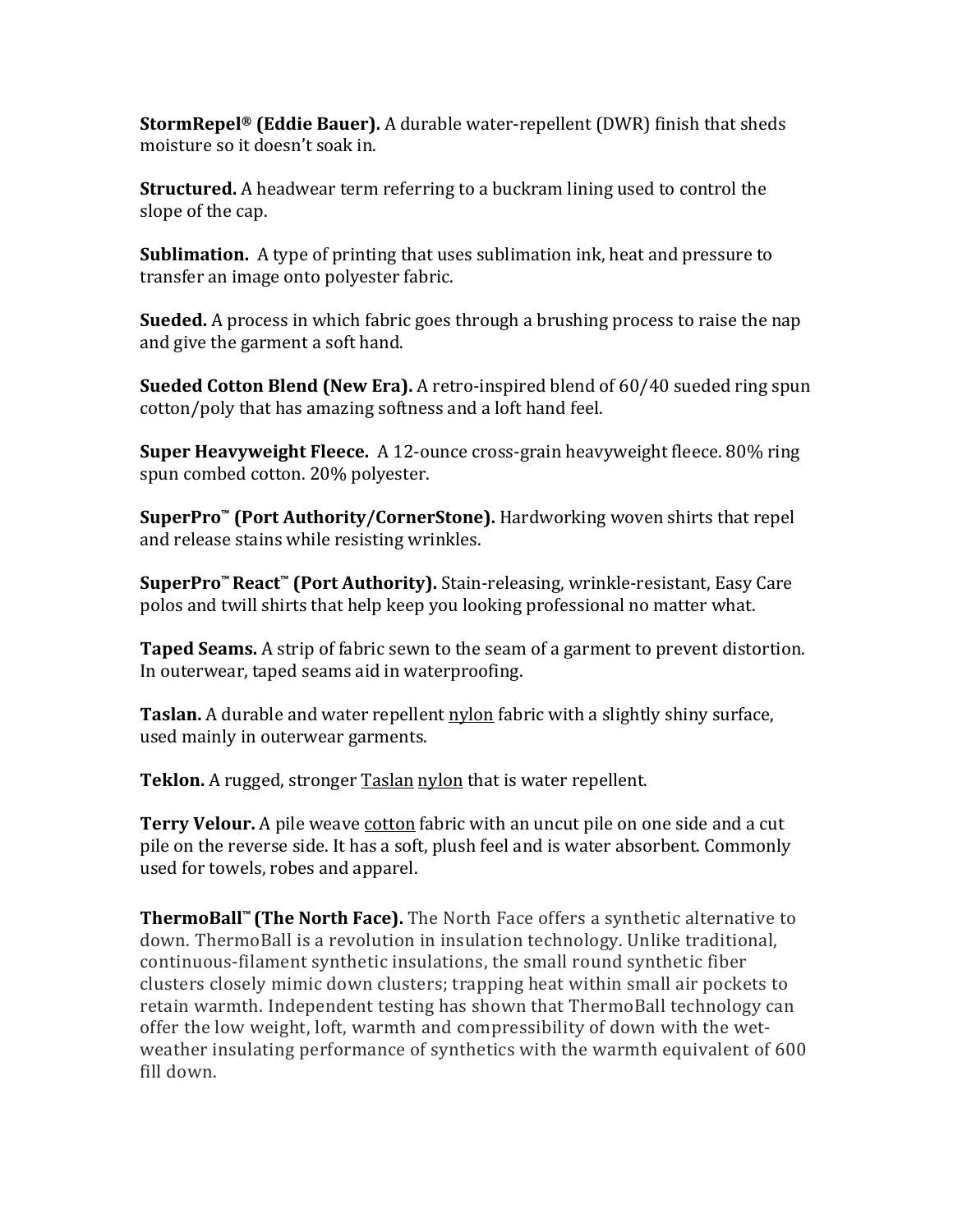**StormRepel® (Eddie Bauer).** A durable water-repellent (DWR) finish that sheds moisture so it doesn't soak in.

**Structured.** A headwear term referring to a buckram lining used to control the slope of the cap.

**Sublimation.** A type of printing that uses sublimation ink, heat and pressure to transfer an image onto polyester fabric.

**Sueded.** A process in which fabric goes through a brushing process to raise the nap and give the garment a soft hand.

**Sueded Cotton Blend (New Era).** A retro-inspired blend of 60/40 sueded ring spun cotton/poly that has amazing softness and a loft hand feel.

**Super Heavyweight Fleece.** A 12-ounce cross-grain heavyweight fleece. 80% ring spun combed cotton. 20% polyester.

**SuperPro™ (Port Authority/CornerStone).** Hardworking woven shirts that repel and release stains while resisting wrinkles.

**SuperPro™ React™ (Port Authority).** Stain-releasing, wrinkle-resistant, Easy Care polos and twill shirts that help keep you looking professional no matter what.

**Taped Seams.** A strip of fabric sewn to the seam of a garment to prevent distortion. In outerwear, taped seams aid in waterproofing.

**Taslan.** A durable and water repellent nylon fabric with a slightly shiny surface, used mainly in outerwear garments.

**Teklon.** A rugged, stronger Taslan nylon that is water repellent.

**Terry Velour.** A pile weave cotton fabric with an uncut pile on one side and a cut pile on the reverse side. It has a soft, plush feel and is water absorbent. Commonly used for towels, robes and apparel.

**ThermoBall™ (The North Face).** The North Face offers a synthetic alternative to down. ThermoBall is a revolution in insulation technology. Unlike traditional, continuous-filament synthetic insulations, the small round synthetic fiber clusters closely mimic down clusters; trapping heat within small air pockets to retain warmth. Independent testing has shown that ThermoBall technology can offer the low weight, loft, warmth and compressibility of down with the wet-weather insulating performance of synthetics with the warmth equivalent of 600 fill down.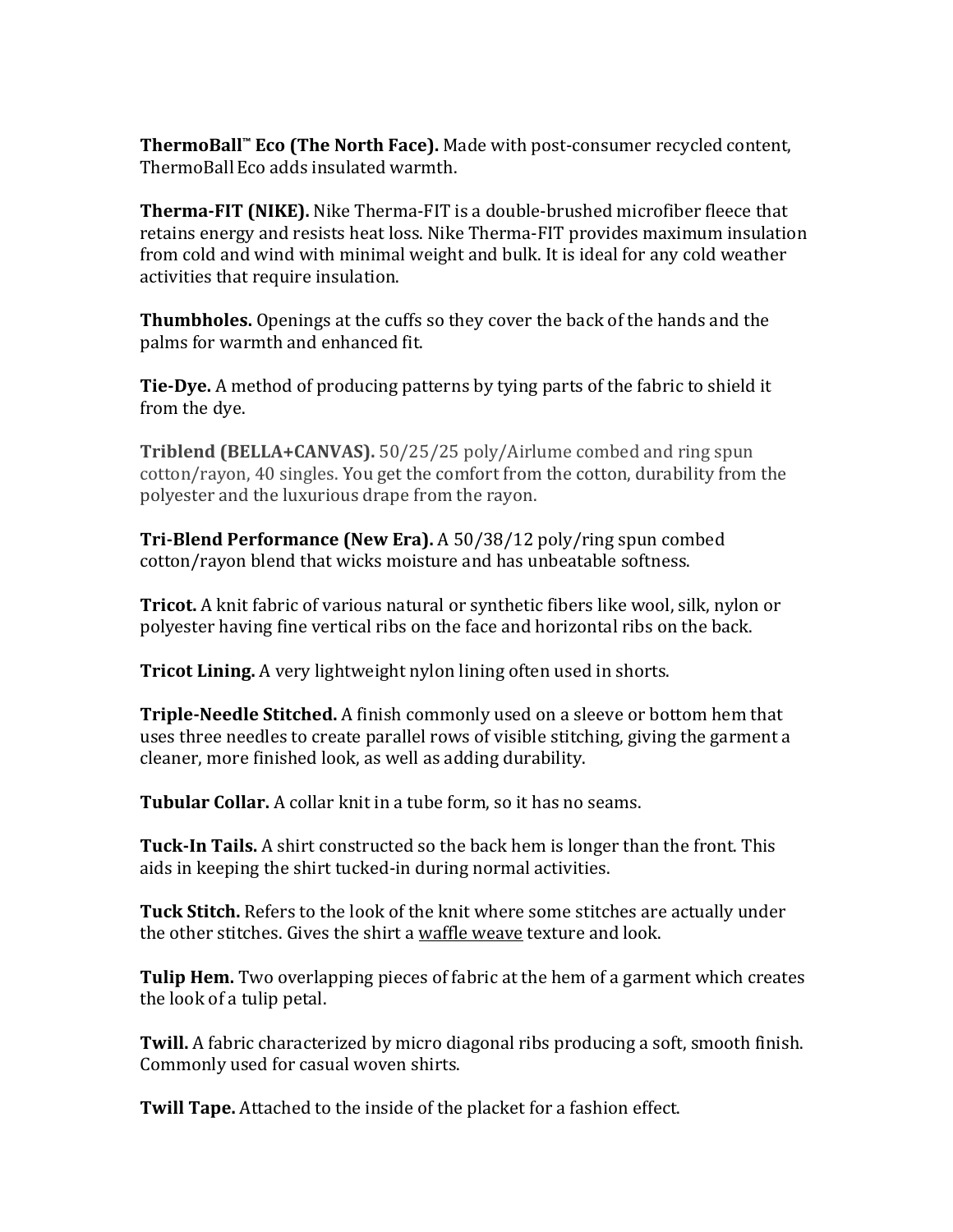**ThermoBall™ Eco (The North Face).** Made with post-consumer recycled content, ThermoBall Eco adds insulated warmth.

**Therma-FIT (NIKE).** Nike Therma-FIT is a double-brushed microfiber fleece that retains energy and resists heat loss. Nike Therma-FIT provides maximum insulation from cold and wind with minimal weight and bulk. It is ideal for any cold weather activities that require insulation.

**Thumbholes.** Openings at the cuffs so they cover the back of the hands and the palms for warmth and enhanced fit.

**Tie-Dye.** A method of producing patterns by tying parts of the fabric to shield it from the dye.

**Triblend (BELLA+CANVAS).** 50/25/25 poly/Airlume combed and ring spun cotton/rayon, 40 singles. You get the comfort from the cotton, durability from the polyester and the luxurious drape from the rayon.

**Tri-Blend Performance (New Era).** A 50/38/12 poly/ring spun combed cotton/rayon blend that wicks moisture and has unbeatable softness.

**Tricot.** A knit fabric of various natural or synthetic fibers like wool, silk, nylon or polyester having fine vertical ribs on the face and horizontal ribs on the back.

**Tricot Lining.** A very lightweight nylon lining often used in shorts.

**Triple-Needle Stitched.** A finish commonly used on a sleeve or bottom hem that uses three needles to create parallel rows of visible stitching, giving the garment a cleaner, more finished look, as well as adding durability.

**Tubular Collar.** A collar knit in a tube form, so it has no seams.

**Tuck-In Tails.** A shirt constructed so the back hem is longer than the front. This aids in keeping the shirt tucked-in during normal activities.

**Tuck Stitch.** Refers to the look of the knit where some stitches are actually under the other stitches. Gives the shirt a waffle weave texture and look.

**Tulip Hem.** Two overlapping pieces of fabric at the hem of a garment which creates the look of a tulip petal.

**Twill.** A fabric characterized by micro diagonal ribs producing a soft, smooth finish. Commonly used for casual woven shirts.

**Twill Tape.** Attached to the inside of the placket for a fashion effect.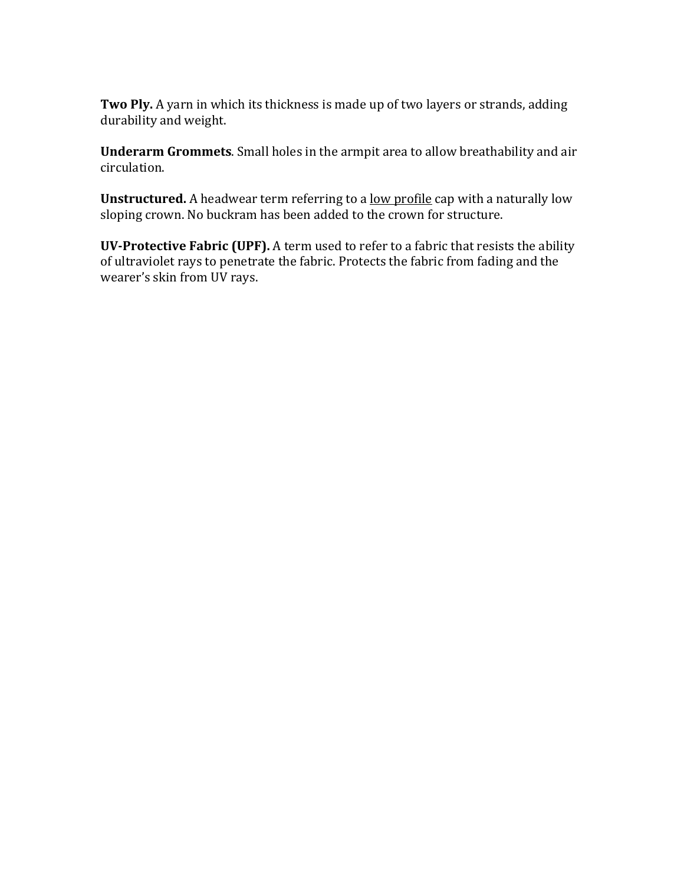**Two Ply.** A yarn in which its thickness is made up of two layers or strands, adding durability and weight.

**Underarm Grommets**. Small holes in the armpit area to allow breathability and air circulation.

**Unstructured.** A headwear term referring to a <u>low profile</u> cap with a naturally low sloping crown. No buckram has been added to the crown for structure.

**UV-Protective Fabric (UPF).** A term used to refer to a fabric that resists the ability of ultraviolet rays to penetrate the fabric. Protects the fabric from fading and the wearer's skin from UV rays.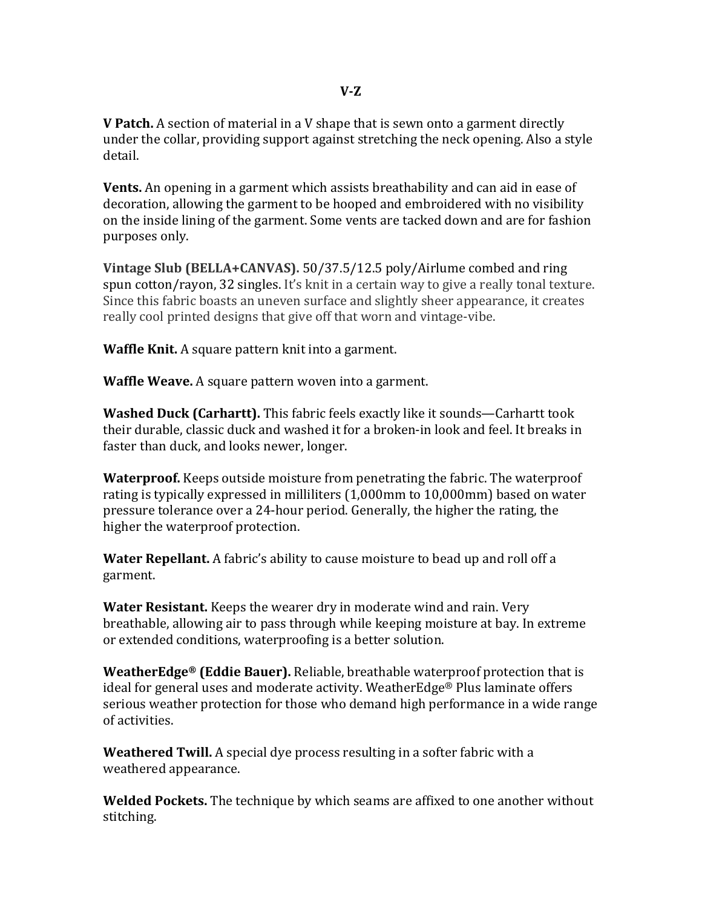## V-Z

**V Patch.** A section of material in a V shape that is sewn onto a garment directly under the collar, providing support against stretching the neck opening. Also a style detail.

**Vents.** An opening in a garment which assists breathability and can aid in ease of decoration, allowing the garment to be hooped and embroidered with no visibility on the inside lining of the garment. Some vents are tacked down and are for fashion purposes only.

**Vintage Slub (BELLA+CANVAS).** 50/37.5/12.5 poly/Airlume combed and ring spun cotton/rayon, 32 singles. It's knit in a certain way to give a really tonal texture. Since this fabric boasts an uneven surface and slightly sheer appearance, it creates really cool printed designs that give off that worn and vintage-vibe.

**Waffle Knit.** A square pattern knit into a garment.

**Waffle Weave.** A square pattern woven into a garment.

**Washed Duck (Carhartt).** This fabric feels exactly like it sounds—Carhartt took their durable, classic duck and washed it for a broken-in look and feel. It breaks in faster than duck, and looks newer, longer.

**Waterproof.** Keeps outside moisture from penetrating the fabric. The waterproof rating is typically expressed in milliliters (1,000mm to 10,000mm) based on water pressure tolerance over a 24-hour period. Generally, the higher the rating, the higher the waterproof protection.

**Water Repellant.** A fabric's ability to cause moisture to bead up and roll off a garment.

**Water Resistant.** Keeps the wearer dry in moderate wind and rain. Very breathable, allowing air to pass through while keeping moisture at bay. In extreme or extended conditions, waterproofing is a better solution.

**WeatherEdge® (Eddie Bauer).** Reliable, breathable waterproof protection that is ideal for general uses and moderate activity. WeatherEdge® Plus laminate offers serious weather protection for those who demand high performance in a wide range of activities.

**Weathered Twill.** A special dye process resulting in a softer fabric with a weathered appearance.

**Welded Pockets.** The technique by which seams are affixed to one another without stitching.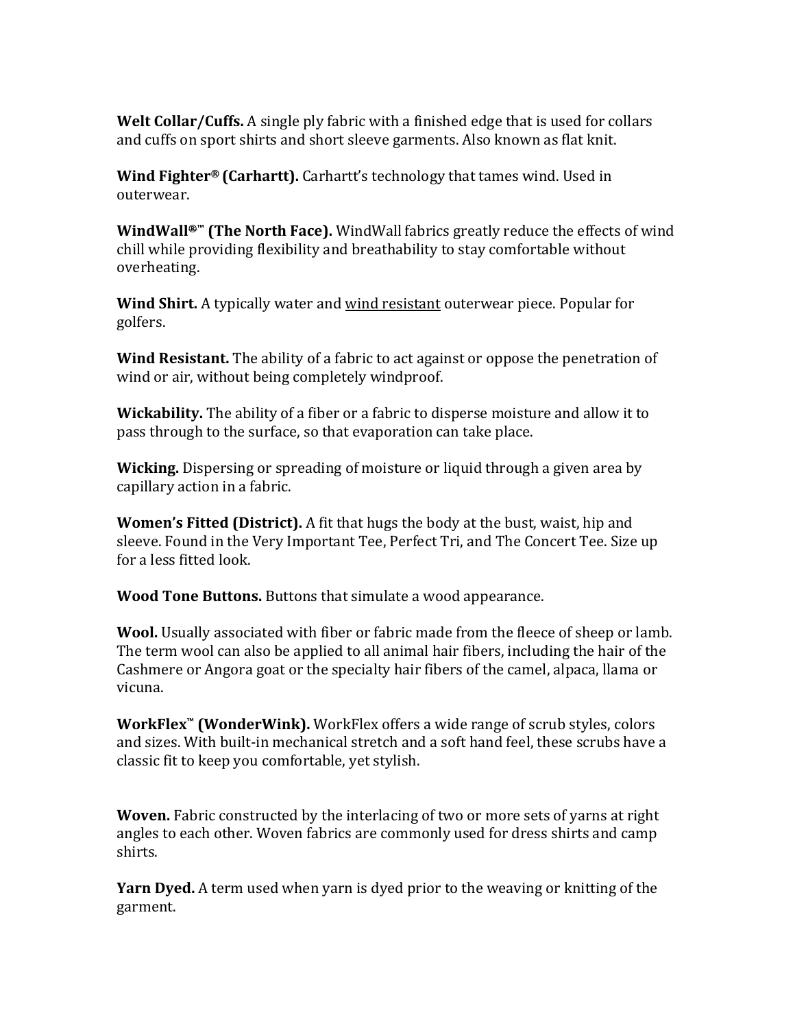**Welt Collar/Cuffs.** A single ply fabric with a finished edge that is used for collars and cuffs on sport shirts and short sleeve garments. Also known as flat knit.

**Wind Fighter® (Carhartt).** Carhartt's technology that tames wind. Used in outerwear.

**WindWall®™ (The North Face).** WindWall fabrics greatly reduce the effects of wind chill while providing flexibility and breathability to stay comfortable without overheating.

**Wind Shirt.** A typically water and <u>wind resistant</u> outerwear piece. Popular for golfers.

**Wind Resistant.** The ability of a fabric to act against or oppose the penetration of wind or air, without being completely windproof.

**Wickability.** The ability of a fiber or a fabric to disperse moisture and allow it to pass through to the surface, so that evaporation can take place.

**Wicking.** Dispersing or spreading of moisture or liquid through a given area by capillary action in a fabric.

**Women's Fitted (District).** A fit that hugs the body at the bust, waist, hip and sleeve. Found in the Very Important Tee, Perfect Tri, and The Concert Tee. Size up for a less fitted look.

**Wood Tone Buttons.** Buttons that simulate a wood appearance.

**Wool.** Usually associated with fiber or fabric made from the fleece of sheep or lamb. The term wool can also be applied to all animal hair fibers, including the hair of the Cashmere or Angora goat or the specialty hair fibers of the camel, alpaca, llama or vicuna.

**WorkFlex™ (WonderWink).** WorkFlex offers a wide range of scrub styles, colors and sizes. With built-in mechanical stretch and a soft hand feel, these scrubs have a classic fit to keep you comfortable, yet stylish.

**Woven.** Fabric constructed by the interlacing of two or more sets of yarns at right angles to each other. Woven fabrics are commonly used for dress shirts and camp shirts.

**Yarn Dyed.** A term used when yarn is dyed prior to the weaving or knitting of the garment.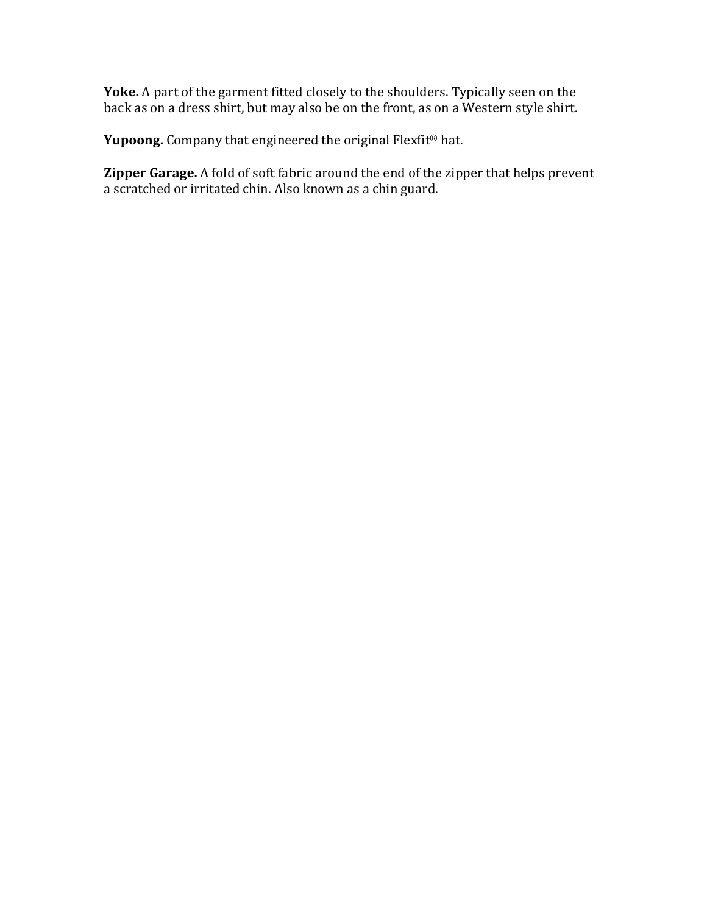**Yoke.** A part of the garment fitted closely to the shoulders. Typically seen on the back as on a dress shirt, but may also be on the front, as on a Western style shirt.

**Yupoong.** Company that engineered the original Flexfit® hat.

**Zipper Garage.** A fold of soft fabric around the end of the zipper that helps prevent a scratched or irritated chin. Also known as a chin guard.